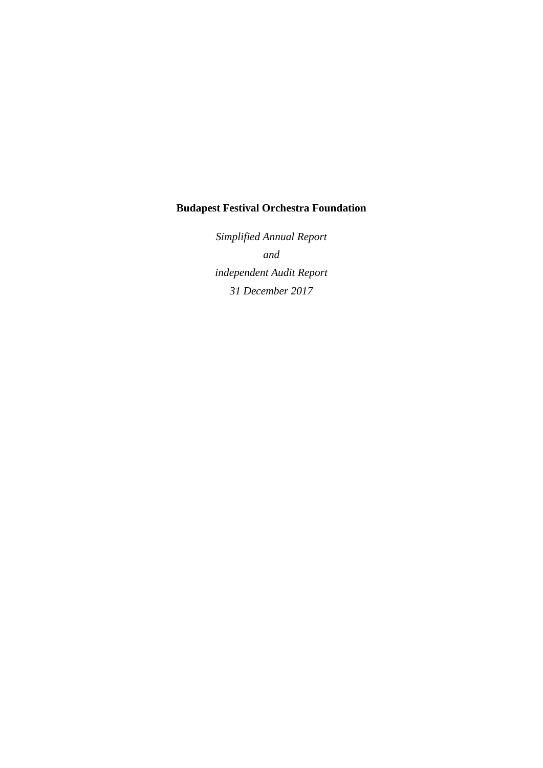# Budapest Festival Orchestra Foundation

*Simplified Annual Report*

*and*

*independent Audit Report*

*31 December 2017*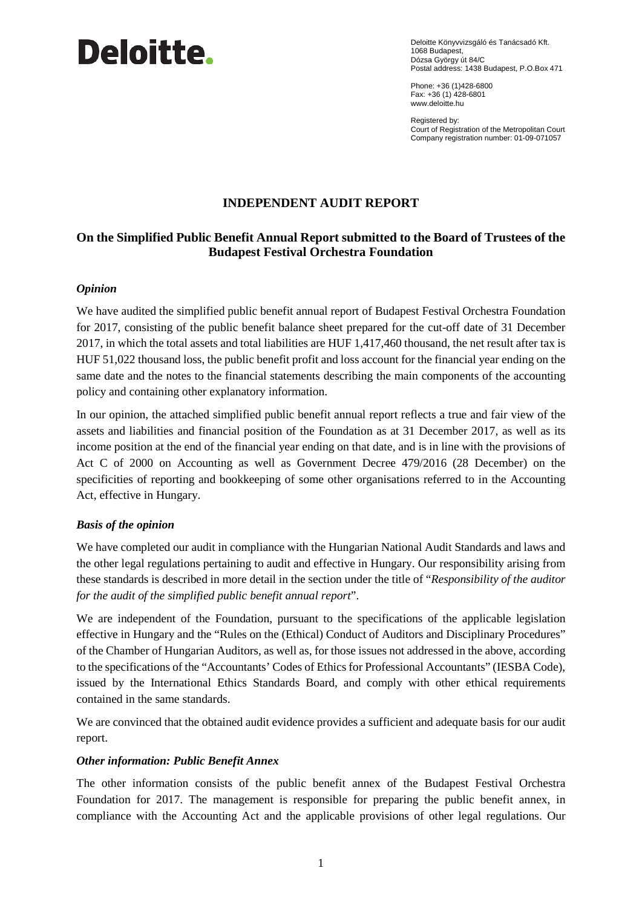# Deloitte.

Deloitte Könyvvizsgáló és Tanácsadó Kft.
1068 Budapest,
Dózsa György út 84/C
Postal address: 1438 Budapest, P.O.Box 471

Phone: +36 (1)428-6800
Fax: +36 (1) 428-6801
www.deloitte.hu

Registered by:
Court of Registration of the Metropolitan Court
Company registration number: 01-09-071057

## INDEPENDENT AUDIT REPORT

### On the Simplified Public Benefit Annual Report submitted to the Board of Trustees of the Budapest Festival Orchestra Foundation

#### *Opinion*

We have audited the simplified public benefit annual report of Budapest Festival Orchestra Foundation for 2017, consisting of the public benefit balance sheet prepared for the cut-off date of 31 December 2017, in which the total assets and total liabilities are HUF 1,417,460 thousand, the net result after tax is HUF 51,022 thousand loss, the public benefit profit and loss account for the financial year ending on the same date and the notes to the financial statements describing the main components of the accounting policy and containing other explanatory information.

In our opinion, the attached simplified public benefit annual report reflects a true and fair view of the assets and liabilities and financial position of the Foundation as at 31 December 2017, as well as its income position at the end of the financial year ending on that date, and is in line with the provisions of Act C of 2000 on Accounting as well as Government Decree 479/2016 (28 December) on the specificities of reporting and bookkeeping of some other organisations referred to in the Accounting Act, effective in Hungary.

#### *Basis of the opinion*

We have completed our audit in compliance with the Hungarian National Audit Standards and laws and the other legal regulations pertaining to audit and effective in Hungary. Our responsibility arising from these standards is described in more detail in the section under the title of "*Responsibility of the auditor for the audit of the simplified public benefit annual report*".

We are independent of the Foundation, pursuant to the specifications of the applicable legislation effective in Hungary and the "Rules on the (Ethical) Conduct of Auditors and Disciplinary Procedures" of the Chamber of Hungarian Auditors, as well as, for those issues not addressed in the above, according to the specifications of the "Accountants' Codes of Ethics for Professional Accountants" (IESBA Code), issued by the International Ethics Standards Board, and comply with other ethical requirements contained in the same standards.

We are convinced that the obtained audit evidence provides a sufficient and adequate basis for our audit report.

#### *Other information: Public Benefit Annex*

The other information consists of the public benefit annex of the Budapest Festival Orchestra Foundation for 2017. The management is responsible for preparing the public benefit annex, in compliance with the Accounting Act and the applicable provisions of other legal regulations. Our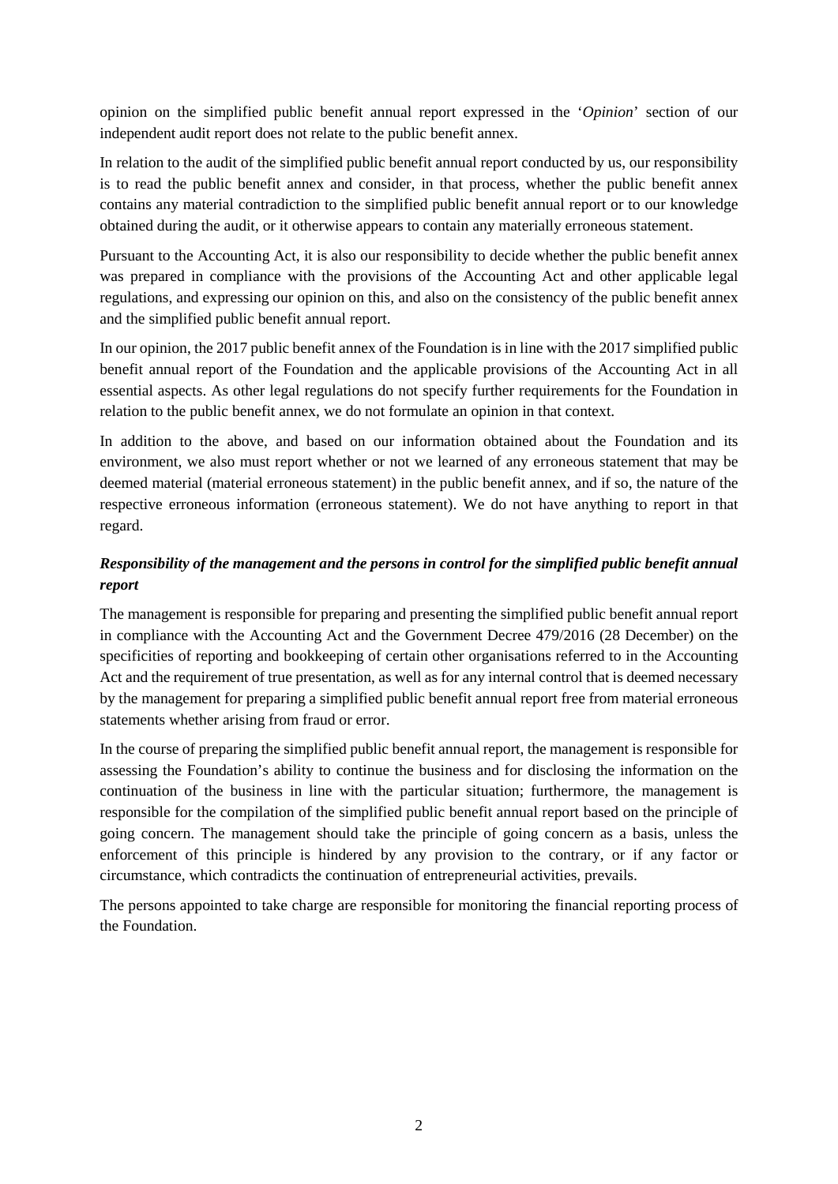opinion on the simplified public benefit annual report expressed in the '*Opinion*' section of our independent audit report does not relate to the public benefit annex.

In relation to the audit of the simplified public benefit annual report conducted by us, our responsibility is to read the public benefit annex and consider, in that process, whether the public benefit annex contains any material contradiction to the simplified public benefit annual report or to our knowledge obtained during the audit, or it otherwise appears to contain any materially erroneous statement.

Pursuant to the Accounting Act, it is also our responsibility to decide whether the public benefit annex was prepared in compliance with the provisions of the Accounting Act and other applicable legal regulations, and expressing our opinion on this, and also on the consistency of the public benefit annex and the simplified public benefit annual report.

In our opinion, the 2017 public benefit annex of the Foundation is in line with the 2017 simplified public benefit annual report of the Foundation and the applicable provisions of the Accounting Act in all essential aspects. As other legal regulations do not specify further requirements for the Foundation in relation to the public benefit annex, we do not formulate an opinion in that context.

In addition to the above, and based on our information obtained about the Foundation and its environment, we also must report whether or not we learned of any erroneous statement that may be deemed material (material erroneous statement) in the public benefit annex, and if so, the nature of the respective erroneous information (erroneous statement). We do not have anything to report in that regard.

### *Responsibility of the management and the persons in control for the simplified public benefit annual report*

The management is responsible for preparing and presenting the simplified public benefit annual report in compliance with the Accounting Act and the Government Decree 479/2016 (28 December) on the specificities of reporting and bookkeeping of certain other organisations referred to in the Accounting Act and the requirement of true presentation, as well as for any internal control that is deemed necessary by the management for preparing a simplified public benefit annual report free from material erroneous statements whether arising from fraud or error.

In the course of preparing the simplified public benefit annual report, the management is responsible for assessing the Foundation's ability to continue the business and for disclosing the information on the continuation of the business in line with the particular situation; furthermore, the management is responsible for the compilation of the simplified public benefit annual report based on the principle of going concern. The management should take the principle of going concern as a basis, unless the enforcement of this principle is hindered by any provision to the contrary, or if any factor or circumstance, which contradicts the continuation of entrepreneurial activities, prevails.

The persons appointed to take charge are responsible for monitoring the financial reporting process of the Foundation.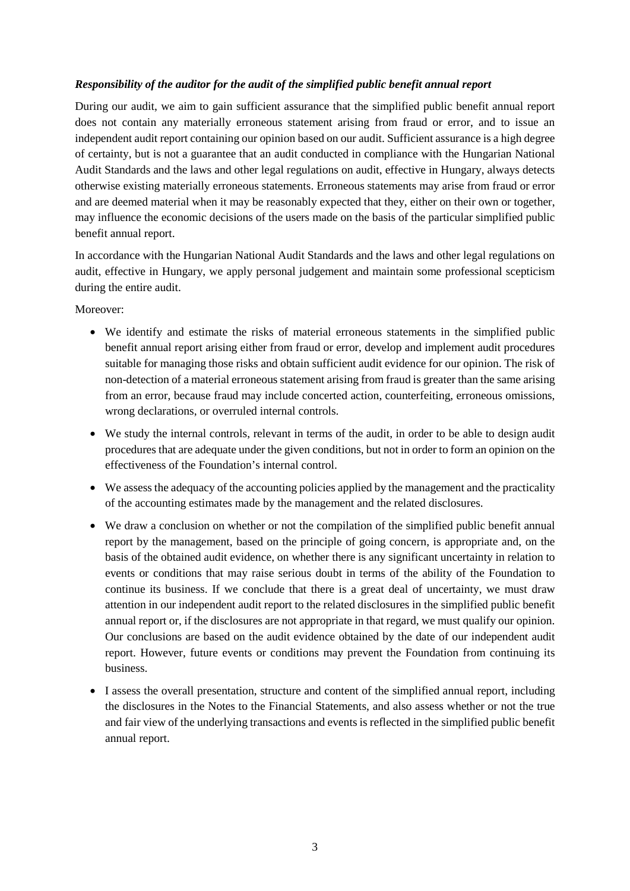***Responsibility of the auditor for the audit of the simplified public benefit annual report***

During our audit, we aim to gain sufficient assurance that the simplified public benefit annual report does not contain any materially erroneous statement arising from fraud or error, and to issue an independent audit report containing our opinion based on our audit. Sufficient assurance is a high degree of certainty, but is not a guarantee that an audit conducted in compliance with the Hungarian National Audit Standards and the laws and other legal regulations on audit, effective in Hungary, always detects otherwise existing materially erroneous statements. Erroneous statements may arise from fraud or error and are deemed material when it may be reasonably expected that they, either on their own or together, may influence the economic decisions of the users made on the basis of the particular simplified public benefit annual report.

In accordance with the Hungarian National Audit Standards and the laws and other legal regulations on audit, effective in Hungary, we apply personal judgement and maintain some professional scepticism during the entire audit.

Moreover:

- We identify and estimate the risks of material erroneous statements in the simplified public benefit annual report arising either from fraud or error, develop and implement audit procedures suitable for managing those risks and obtain sufficient audit evidence for our opinion. The risk of non-detection of a material erroneous statement arising from fraud is greater than the same arising from an error, because fraud may include concerted action, counterfeiting, erroneous omissions, wrong declarations, or overruled internal controls.
- We study the internal controls, relevant in terms of the audit, in order to be able to design audit procedures that are adequate under the given conditions, but not in order to form an opinion on the effectiveness of the Foundation's internal control.
- We assess the adequacy of the accounting policies applied by the management and the practicality of the accounting estimates made by the management and the related disclosures.
- We draw a conclusion on whether or not the compilation of the simplified public benefit annual report by the management, based on the principle of going concern, is appropriate and, on the basis of the obtained audit evidence, on whether there is any significant uncertainty in relation to events or conditions that may raise serious doubt in terms of the ability of the Foundation to continue its business. If we conclude that there is a great deal of uncertainty, we must draw attention in our independent audit report to the related disclosures in the simplified public benefit annual report or, if the disclosures are not appropriate in that regard, we must qualify our opinion. Our conclusions are based on the audit evidence obtained by the date of our independent audit report. However, future events or conditions may prevent the Foundation from continuing its business.
- I assess the overall presentation, structure and content of the simplified annual report, including the disclosures in the Notes to the Financial Statements, and also assess whether or not the true and fair view of the underlying transactions and events is reflected in the simplified public benefit annual report.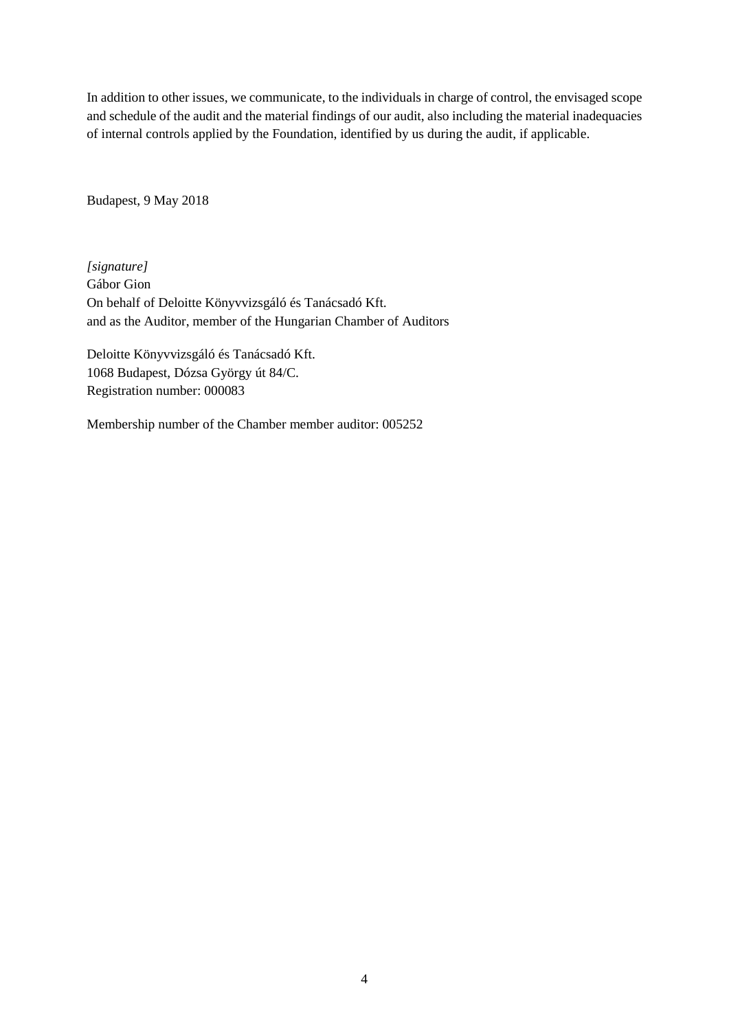In addition to other issues, we communicate, to the individuals in charge of control, the envisaged scope and schedule of the audit and the material findings of our audit, also including the material inadequacies of internal controls applied by the Foundation, identified by us during the audit, if applicable.

Budapest, 9 May 2018

*[signature]*
Gábor Gion
On behalf of Deloitte Könyvvizsgáló és Tanácsadó Kft.
and as the Auditor, member of the Hungarian Chamber of Auditors

Deloitte Könyvvizsgáló és Tanácsadó Kft.
1068 Budapest, Dózsa György út 84/C.
Registration number: 000083

Membership number of the Chamber member auditor: 005252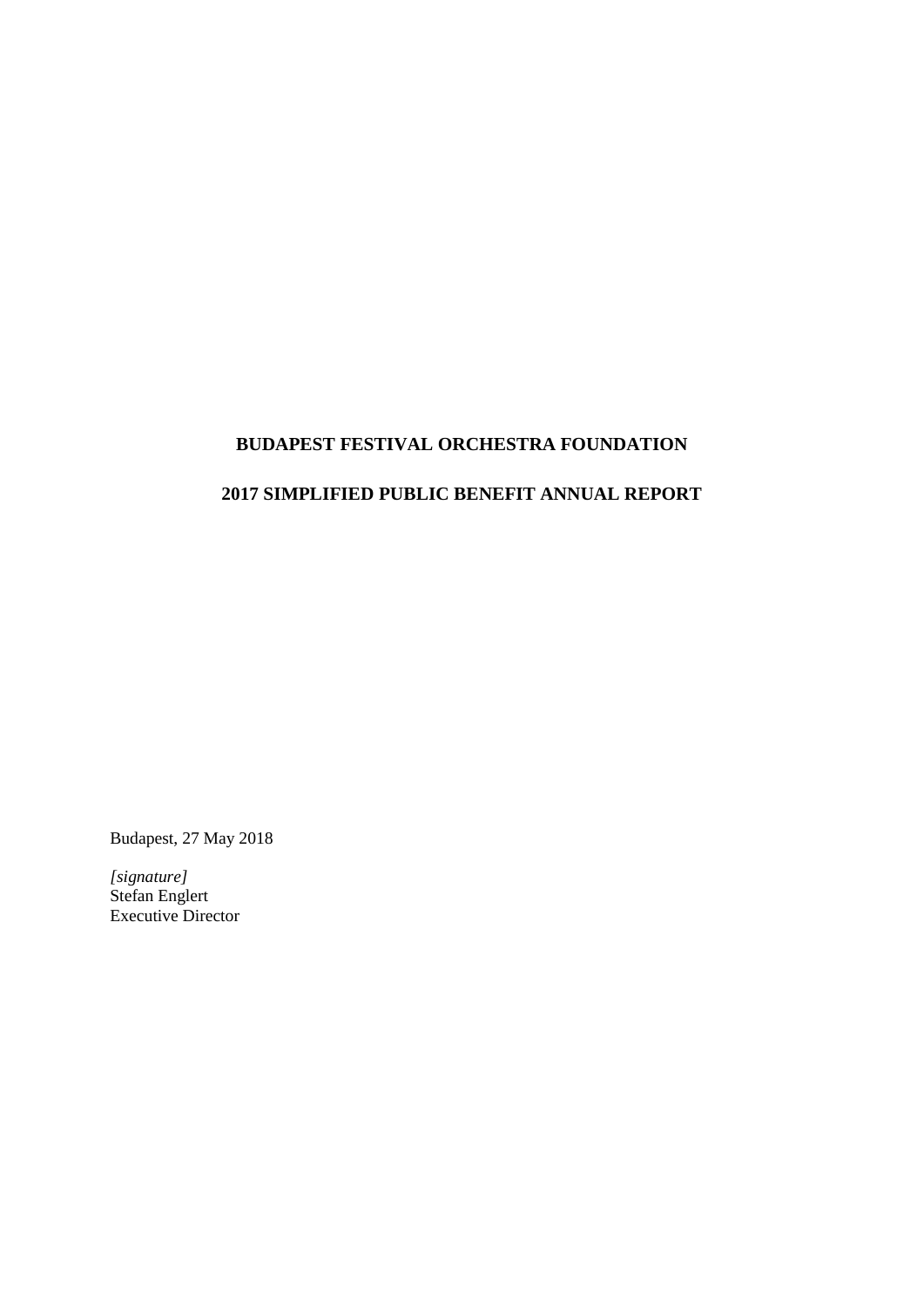**BUDAPEST FESTIVAL ORCHESTRA FOUNDATION**

**2017 SIMPLIFIED PUBLIC BENEFIT ANNUAL REPORT**

Budapest, 27 May 2018

*[signature]*
Stefan Englert
Executive Director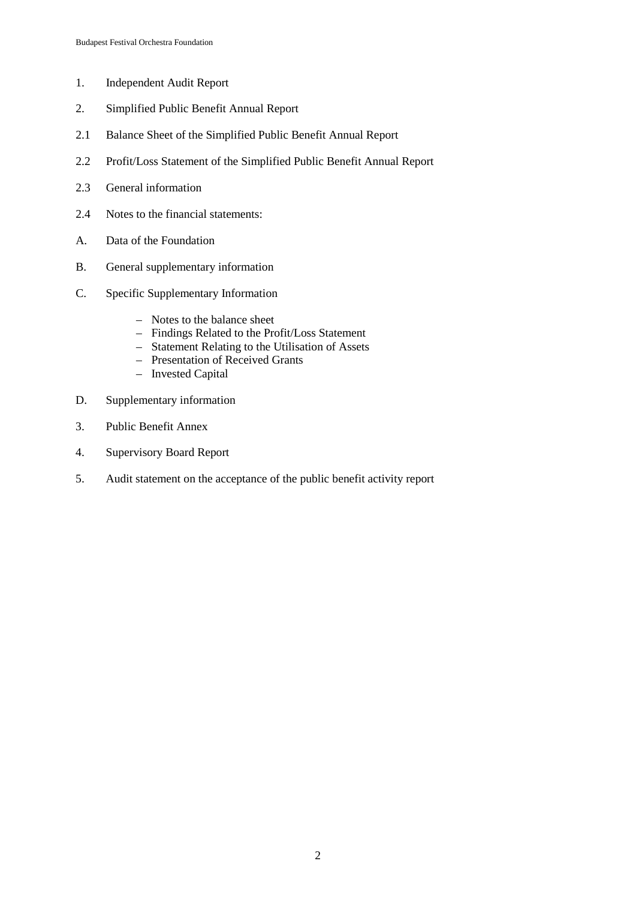1. Independent Audit Report

2. Simplified Public Benefit Annual Report

2.1 Balance Sheet of the Simplified Public Benefit Annual Report

2.2 Profit/Loss Statement of the Simplified Public Benefit Annual Report

2.3 General information

2.4 Notes to the financial statements:

A. Data of the Foundation

B. General supplementary information

C. Specific Supplementary Information

   – Notes to the balance sheet
   – Findings Related to the Profit/Loss Statement
   – Statement Relating to the Utilisation of Assets
   – Presentation of Received Grants
   – Invested Capital

D. Supplementary information

3. Public Benefit Annex

4. Supervisory Board Report

5. Audit statement on the acceptance of the public benefit activity report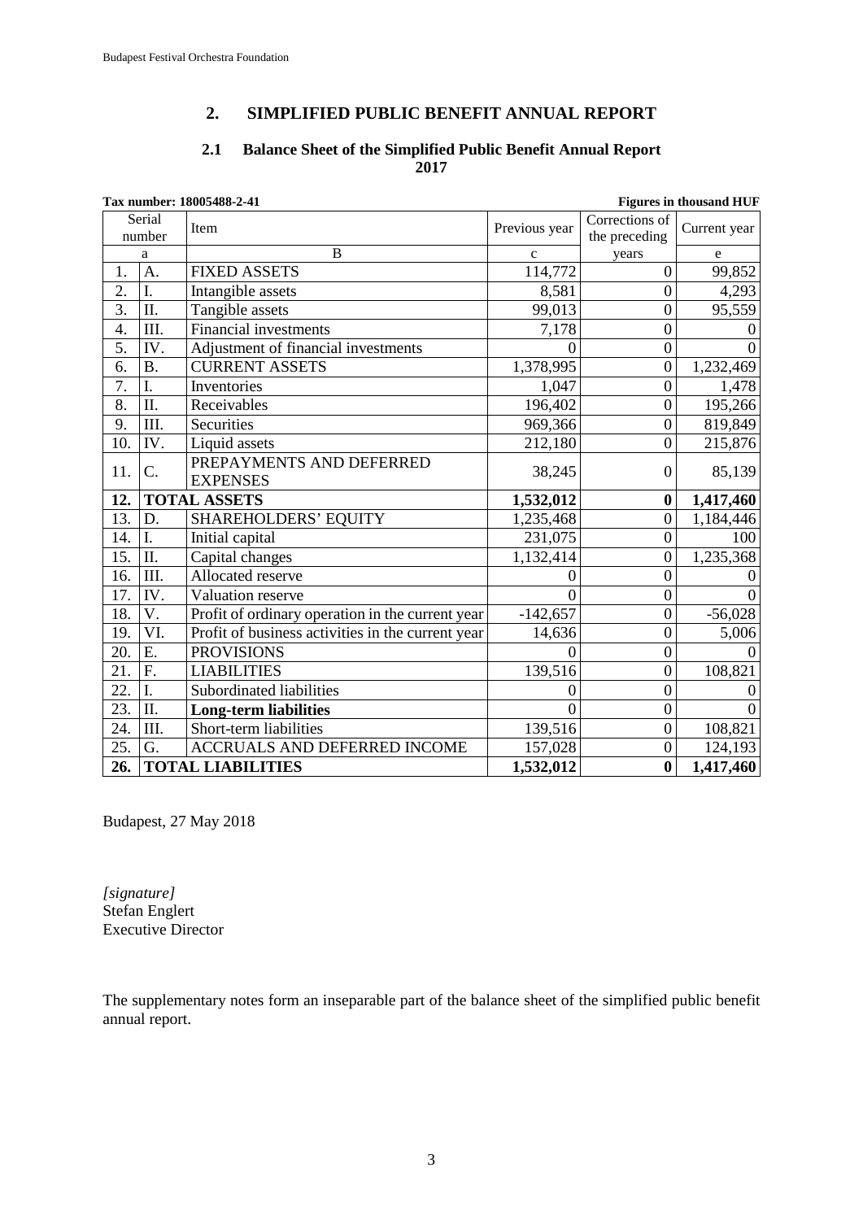## 2. SIMPLIFIED PUBLIC BENEFIT ANNUAL REPORT

### 2.1 Balance Sheet of the Simplified Public Benefit Annual Report 2017

**Tax number: 18005488-2-41** **Figures in thousand HUF**

| Serial number | | Item | Previous year | Corrections of the preceding years | Current year |
|---|---|---|---|---|---|
| a | | B | c | | e |
| 1. | A. | FIXED ASSETS | 114,772 | 0 | 99,852 |
| 2. | I. | Intangible assets | 8,581 | 0 | 4,293 |
| 3. | II. | Tangible assets | 99,013 | 0 | 95,559 |
| 4. | III. | Financial investments | 7,178 | 0 | 0 |
| 5. | IV. | Adjustment of financial investments | 0 | 0 | 0 |
| 6. | B. | CURRENT ASSETS | 1,378,995 | 0 | 1,232,469 |
| 7. | I. | Inventories | 1,047 | 0 | 1,478 |
| 8. | II. | Receivables | 196,402 | 0 | 195,266 |
| 9. | III. | Securities | 969,366 | 0 | 819,849 |
| 10. | IV. | Liquid assets | 212,180 | 0 | 215,876 |
| 11. | C. | PREPAYMENTS AND DEFERRED EXPENSES | 38,245 | 0 | 85,139 |
| **12.** | **TOTAL ASSETS** | | **1,532,012** | **0** | **1,417,460** |
| 13. | D. | SHAREHOLDERS' EQUITY | 1,235,468 | 0 | 1,184,446 |
| 14. | I. | Initial capital | 231,075 | 0 | 100 |
| 15. | II. | Capital changes | 1,132,414 | 0 | 1,235,368 |
| 16. | III. | Allocated reserve | 0 | 0 | 0 |
| 17. | IV. | Valuation reserve | 0 | 0 | 0 |
| 18. | V. | Profit of ordinary operation in the current year | -142,657 | 0 | -56,028 |
| 19. | VI. | Profit of business activities in the current year | 14,636 | 0 | 5,006 |
| 20. | E. | PROVISIONS | 0 | 0 | 0 |
| 21. | F. | LIABILITIES | 139,516 | 0 | 108,821 |
| 22. | I. | Subordinated liabilities | 0 | 0 | 0 |
| 23. | II. | **Long-term liabilities** | 0 | 0 | 0 |
| 24. | III. | Short-term liabilities | 139,516 | 0 | 108,821 |
| 25. | G. | ACCRUALS AND DEFERRED INCOME | 157,028 | 0 | 124,193 |
| **26.** | **TOTAL LIABILITIES** | | **1,532,012** | **0** | **1,417,460** |

Budapest, 27 May 2018

*[signature]*
Stefan Englert
Executive Director

The supplementary notes form an inseparable part of the balance sheet of the simplified public benefit annual report.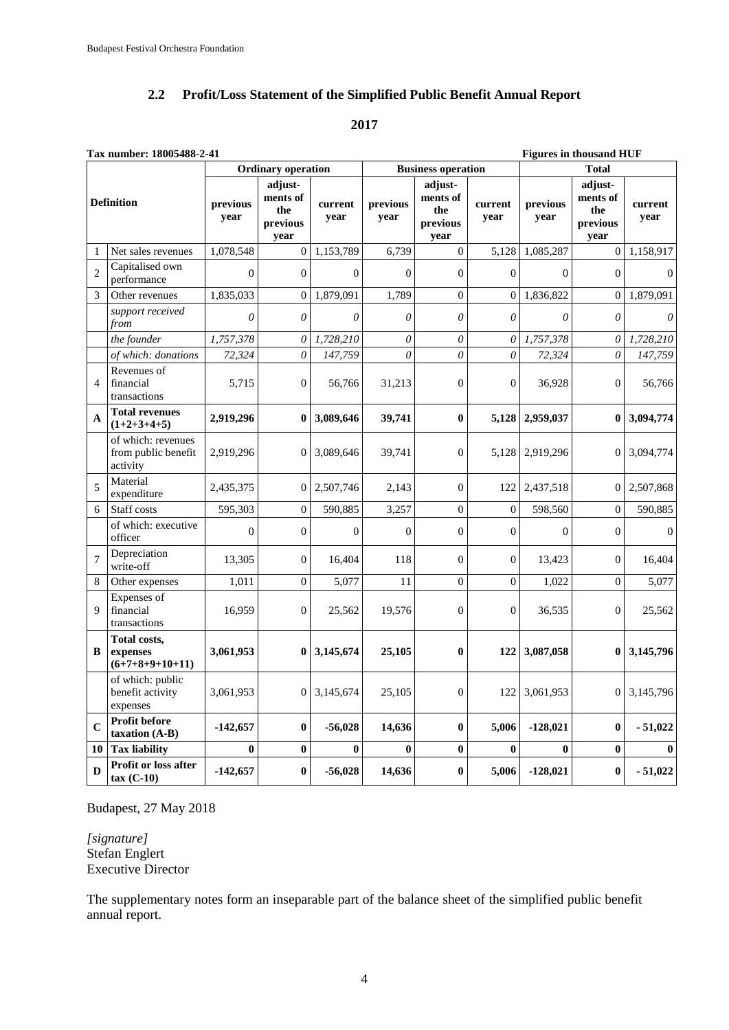## 2.2 Profit/Loss Statement of the Simplified Public Benefit Annual Report

**2017**

**Tax number: 18005488-2-41** **Figures in thousand HUF**

| Definition | | Ordinary operation | | | Business operation | | | Total | | |
|---|---|---|---|---|---|---|---|---|---|---|
| | | previous year | adjust-ments of the previous year | current year | previous year | adjust-ments of the previous year | current year | previous year | adjust-ments of the previous year | current year |
| 1 | Net sales revenues | 1,078,548 | 0 | 1,153,789 | 6,739 | 0 | 5,128 | 1,085,287 | 0 | 1,158,917 |
| 2 | Capitalised own performance | 0 | 0 | 0 | 0 | 0 | 0 | 0 | 0 | 0 |
| 3 | Other revenues | 1,835,033 | 0 | 1,879,091 | 1,789 | 0 | 0 | 1,836,822 | 0 | 1,879,091 |
| | *support received from* | *0* | *0* | *0* | *0* | *0* | *0* | *0* | *0* | *0* |
| | *the founder* | *1,757,378* | *0* | *1,728,210* | *0* | *0* | *0* | *1,757,378* | *0* | *1,728,210* |
| | *of which: donations* | *72,324* | *0* | *147,759* | *0* | *0* | *0* | *72,324* | *0* | *147,759* |
| 4 | Revenues of financial transactions | 5,715 | 0 | 56,766 | 31,213 | 0 | 0 | 36,928 | 0 | 56,766 |
| **A** | **Total revenues (1+2+3+4+5)** | **2,919,296** | **0** | **3,089,646** | **39,741** | **0** | **5,128** | **2,959,037** | **0** | **3,094,774** |
| | of which: revenues from public benefit activity | 2,919,296 | 0 | 3,089,646 | 39,741 | 0 | 5,128 | 2,919,296 | 0 | 3,094,774 |
| 5 | Material expenditure | 2,435,375 | 0 | 2,507,746 | 2,143 | 0 | 122 | 2,437,518 | 0 | 2,507,868 |
| 6 | Staff costs | 595,303 | 0 | 590,885 | 3,257 | 0 | 0 | 598,560 | 0 | 590,885 |
| | of which: executive officer | 0 | 0 | 0 | 0 | 0 | 0 | 0 | 0 | 0 |
| 7 | Depreciation write-off | 13,305 | 0 | 16,404 | 118 | 0 | 0 | 13,423 | 0 | 16,404 |
| 8 | Other expenses | 1,011 | 0 | 5,077 | 11 | 0 | 0 | 1,022 | 0 | 5,077 |
| 9 | Expenses of financial transactions | 16,959 | 0 | 25,562 | 19,576 | 0 | 0 | 36,535 | 0 | 25,562 |
| **B** | **Total costs, expenses (6+7+8+9+10+11)** | **3,061,953** | **0** | **3,145,674** | **25,105** | **0** | **122** | **3,087,058** | **0** | **3,145,796** |
| | of which: public benefit activity expenses | 3,061,953 | 0 | 3,145,674 | 25,105 | 0 | 122 | 3,061,953 | 0 | 3,145,796 |
| **C** | **Profit before taxation (A-B)** | **-142,657** | **0** | **-56,028** | **14,636** | **0** | **5,006** | **-128,021** | **0** | **- 51,022** |
| **10** | **Tax liability** | **0** | **0** | **0** | **0** | **0** | **0** | **0** | **0** | **0** |
| **D** | **Profit or loss after tax (C-10)** | **-142,657** | **0** | **-56,028** | **14,636** | **0** | **5,006** | **-128,021** | **0** | **- 51,022** |

Budapest, 27 May 2018

*[signature]*
Stefan Englert
Executive Director

The supplementary notes form an inseparable part of the balance sheet of the simplified public benefit annual report.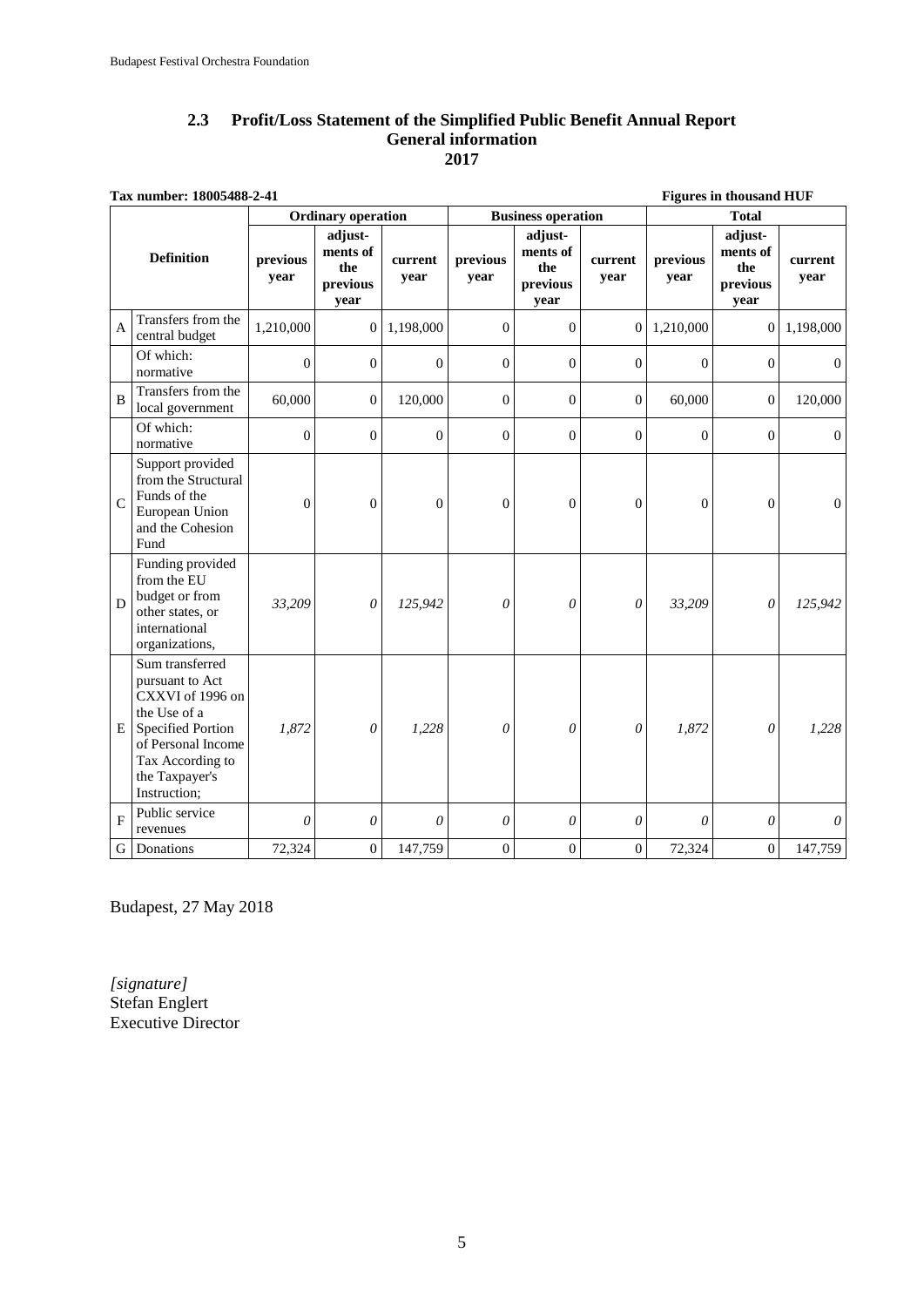## 2.3 Profit/Loss Statement of the Simplified Public Benefit Annual Report General information 2017

**Tax number: 18005488-2-41** **Figures in thousand HUF**

| | Definition | Ordinary operation | | | Business operation | | | Total | | |
|---|---|---|---|---|---|---|---|---|---|---|
| | | previous year | adjust-ments of the previous year | current year | previous year | adjust-ments of the previous year | current year | previous year | adjust-ments of the previous year | current year |
| A | Transfers from the central budget | 1,210,000 | 0 | 1,198,000 | 0 | 0 | 0 | 1,210,000 | 0 | 1,198,000 |
| | Of which: normative | 0 | 0 | 0 | 0 | 0 | 0 | 0 | 0 | 0 |
| B | Transfers from the local government | 60,000 | 0 | 120,000 | 0 | 0 | 0 | 60,000 | 0 | 120,000 |
| | Of which: normative | 0 | 0 | 0 | 0 | 0 | 0 | 0 | 0 | 0 |
| C | Support provided from the Structural Funds of the European Union and the Cohesion Fund | 0 | 0 | 0 | 0 | 0 | 0 | 0 | 0 | 0 |
| D | Funding provided from the EU budget or from other states, or international organizations, | *33,209* | *0* | *125,942* | *0* | *0* | *0* | *33,209* | *0* | *125,942* |
| E | Sum transferred pursuant to Act CXXVI of 1996 on the Use of a Specified Portion of Personal Income Tax According to the Taxpayer's Instruction; | *1,872* | *0* | *1,228* | *0* | *0* | *0* | *1,872* | *0* | *1,228* |
| F | Public service revenues | *0* | *0* | *0* | *0* | *0* | *0* | *0* | *0* | *0* |
| G | Donations | 72,324 | 0 | 147,759 | 0 | 0 | 0 | 72,324 | 0 | 147,759 |

Budapest, 27 May 2018

*[signature]*
Stefan Englert
Executive Director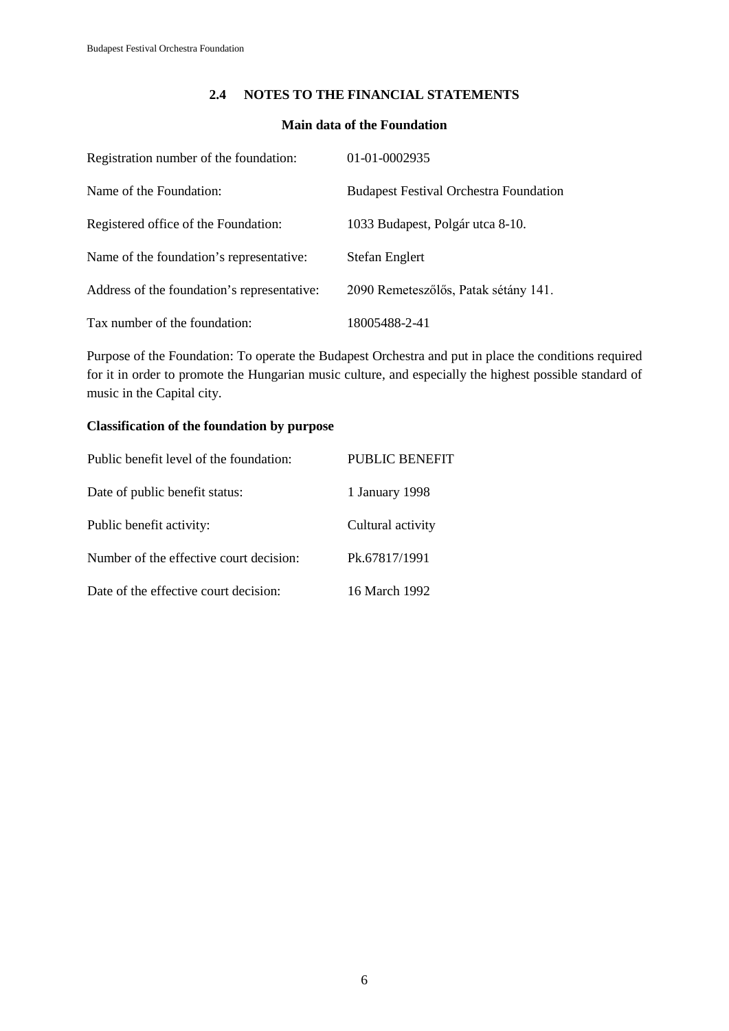## 2.4 NOTES TO THE FINANCIAL STATEMENTS

### Main data of the Foundation

| | |
|---|---|
| Registration number of the foundation: | 01-01-0002935 |
| Name of the Foundation: | Budapest Festival Orchestra Foundation |
| Registered office of the Foundation: | 1033 Budapest, Polgár utca 8-10. |
| Name of the foundation's representative: | Stefan Englert |
| Address of the foundation's representative: | 2090 Remeteszőlős, Patak sétány 141. |
| Tax number of the foundation: | 18005488-2-41 |

Purpose of the Foundation: To operate the Budapest Orchestra and put in place the conditions required for it in order to promote the Hungarian music culture, and especially the highest possible standard of music in the Capital city.

**Classification of the foundation by purpose**

| | |
|---|---|
| Public benefit level of the foundation: | PUBLIC BENEFIT |
| Date of public benefit status: | 1 January 1998 |
| Public benefit activity: | Cultural activity |
| Number of the effective court decision: | Pk.67817/1991 |
| Date of the effective court decision: | 16 March 1992 |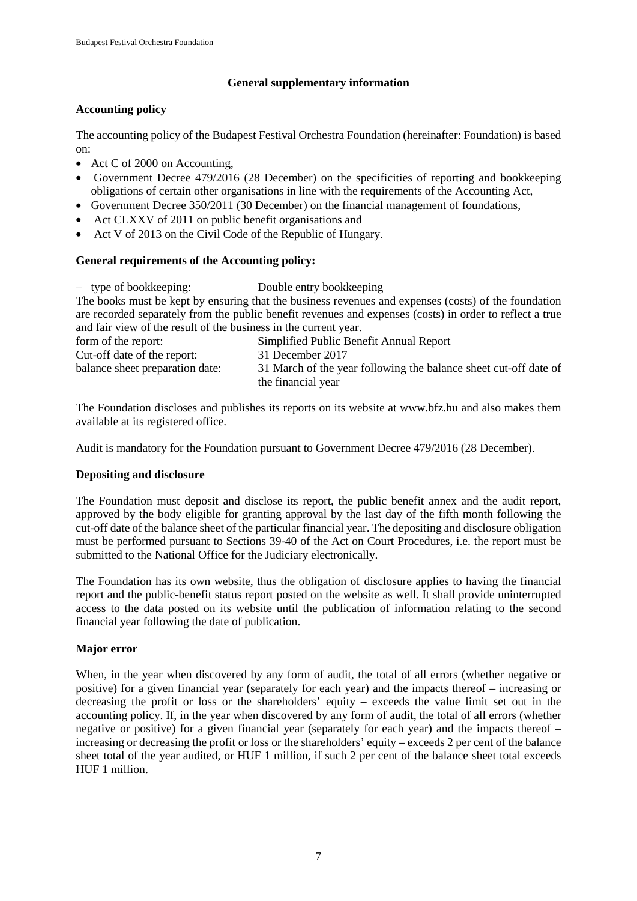## General supplementary information

### Accounting policy

The accounting policy of the Budapest Festival Orchestra Foundation (hereinafter: Foundation) is based on:

- Act C of 2000 on Accounting,
- Government Decree 479/2016 (28 December) on the specificities of reporting and bookkeeping obligations of certain other organisations in line with the requirements of the Accounting Act,
- Government Decree 350/2011 (30 December) on the financial management of foundations,
- Act CLXXV of 2011 on public benefit organisations and
- Act V of 2013 on the Civil Code of the Republic of Hungary.

### General requirements of the Accounting policy:

– type of bookkeeping: Double entry bookkeeping

The books must be kept by ensuring that the business revenues and expenses (costs) of the foundation are recorded separately from the public benefit revenues and expenses (costs) in order to reflect a true and fair view of the result of the business in the current year.

| | |
|---|---|
| form of the report: | Simplified Public Benefit Annual Report |
| Cut-off date of the report: | 31 December 2017 |
| balance sheet preparation date: | 31 March of the year following the balance sheet cut-off date of the financial year |

The Foundation discloses and publishes its reports on its website at www.bfz.hu and also makes them available at its registered office.

Audit is mandatory for the Foundation pursuant to Government Decree 479/2016 (28 December).

### Depositing and disclosure

The Foundation must deposit and disclose its report, the public benefit annex and the audit report, approved by the body eligible for granting approval by the last day of the fifth month following the cut-off date of the balance sheet of the particular financial year. The depositing and disclosure obligation must be performed pursuant to Sections 39-40 of the Act on Court Procedures, i.e. the report must be submitted to the National Office for the Judiciary electronically.

The Foundation has its own website, thus the obligation of disclosure applies to having the financial report and the public-benefit status report posted on the website as well. It shall provide uninterrupted access to the data posted on its website until the publication of information relating to the second financial year following the date of publication.

### Major error

When, in the year when discovered by any form of audit, the total of all errors (whether negative or positive) for a given financial year (separately for each year) and the impacts thereof – increasing or decreasing the profit or loss or the shareholders' equity – exceeds the value limit set out in the accounting policy. If, in the year when discovered by any form of audit, the total of all errors (whether negative or positive) for a given financial year (separately for each year) and the impacts thereof – increasing or decreasing the profit or loss or the shareholders' equity – exceeds 2 per cent of the balance sheet total of the year audited, or HUF 1 million, if such 2 per cent of the balance sheet total exceeds HUF 1 million.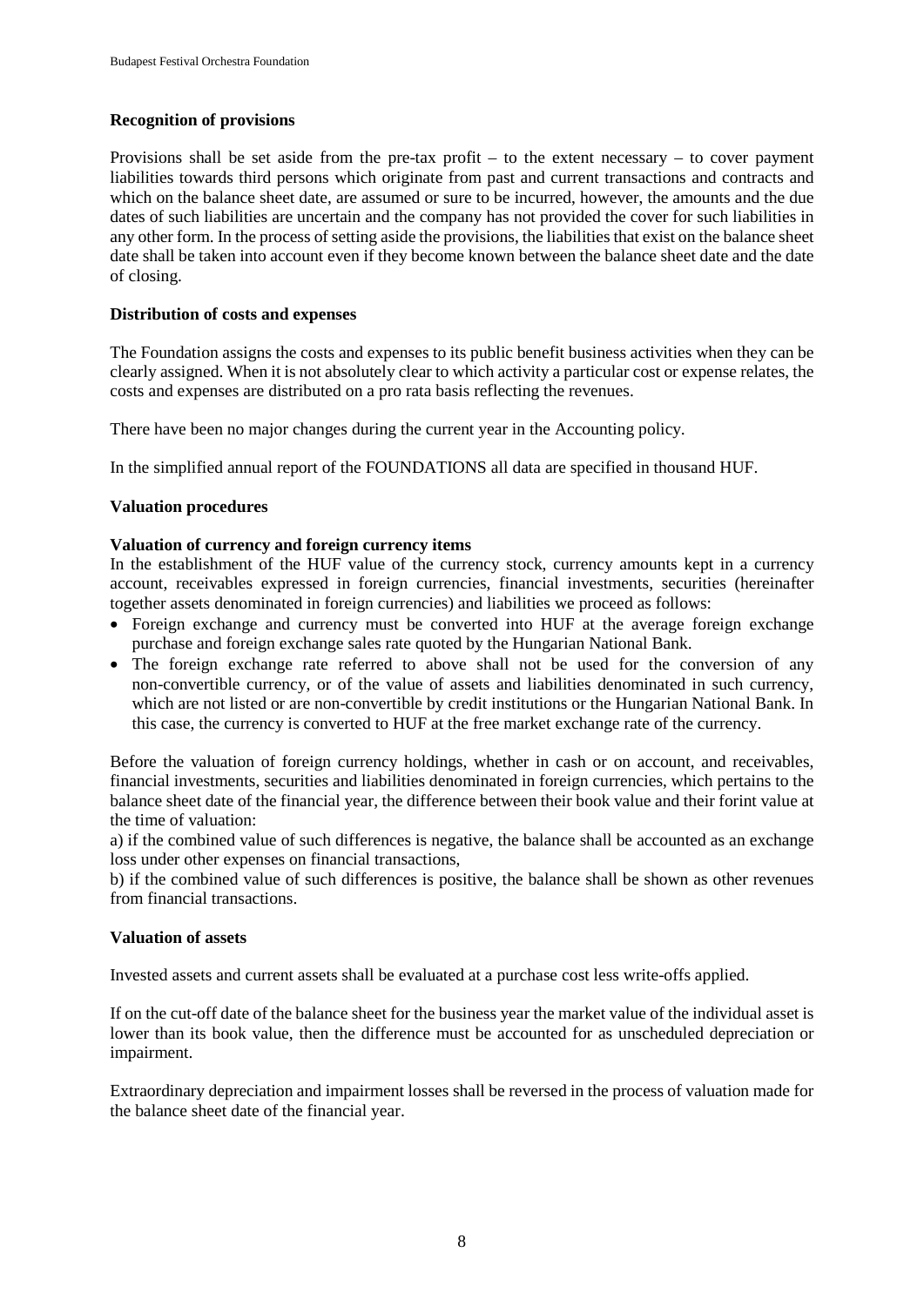**Recognition of provisions**

Provisions shall be set aside from the pre-tax profit – to the extent necessary – to cover payment liabilities towards third persons which originate from past and current transactions and contracts and which on the balance sheet date, are assumed or sure to be incurred, however, the amounts and the due dates of such liabilities are uncertain and the company has not provided the cover for such liabilities in any other form. In the process of setting aside the provisions, the liabilities that exist on the balance sheet date shall be taken into account even if they become known between the balance sheet date and the date of closing.

**Distribution of costs and expenses**

The Foundation assigns the costs and expenses to its public benefit business activities when they can be clearly assigned. When it is not absolutely clear to which activity a particular cost or expense relates, the costs and expenses are distributed on a pro rata basis reflecting the revenues.

There have been no major changes during the current year in the Accounting policy.

In the simplified annual report of the FOUNDATIONS all data are specified in thousand HUF.

**Valuation procedures**

**Valuation of currency and foreign currency items**

In the establishment of the HUF value of the currency stock, currency amounts kept in a currency account, receivables expressed in foreign currencies, financial investments, securities (hereinafter together assets denominated in foreign currencies) and liabilities we proceed as follows:

- Foreign exchange and currency must be converted into HUF at the average foreign exchange purchase and foreign exchange sales rate quoted by the Hungarian National Bank.
- The foreign exchange rate referred to above shall not be used for the conversion of any non-convertible currency, or of the value of assets and liabilities denominated in such currency, which are not listed or are non-convertible by credit institutions or the Hungarian National Bank. In this case, the currency is converted to HUF at the free market exchange rate of the currency.

Before the valuation of foreign currency holdings, whether in cash or on account, and receivables, financial investments, securities and liabilities denominated in foreign currencies, which pertains to the balance sheet date of the financial year, the difference between their book value and their forint value at the time of valuation:

a) if the combined value of such differences is negative, the balance shall be accounted as an exchange loss under other expenses on financial transactions,

b) if the combined value of such differences is positive, the balance shall be shown as other revenues from financial transactions.

**Valuation of assets**

Invested assets and current assets shall be evaluated at a purchase cost less write-offs applied.

If on the cut-off date of the balance sheet for the business year the market value of the individual asset is lower than its book value, then the difference must be accounted for as unscheduled depreciation or impairment.

Extraordinary depreciation and impairment losses shall be reversed in the process of valuation made for the balance sheet date of the financial year.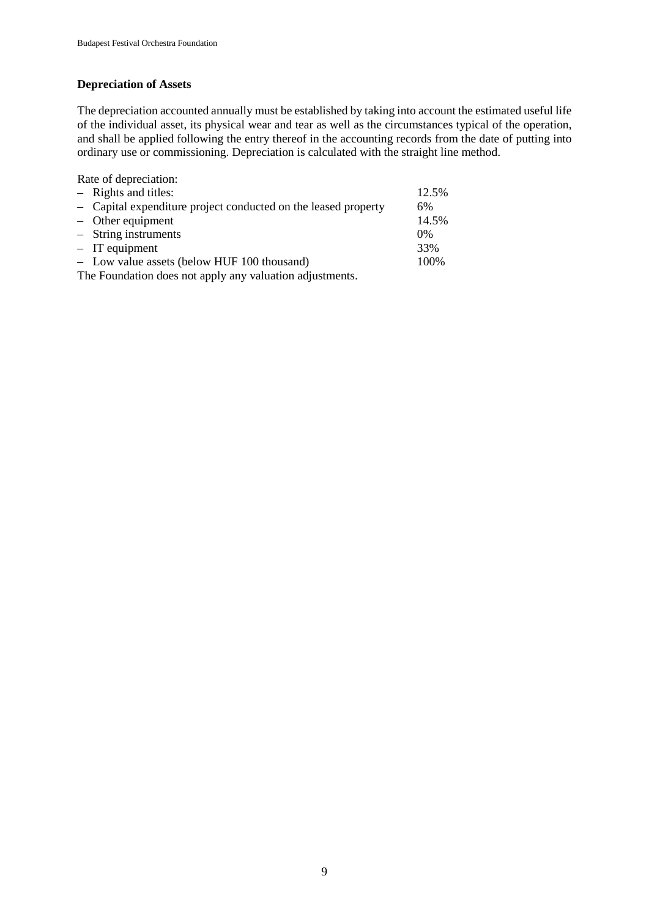**Depreciation of Assets**

The depreciation accounted annually must be established by taking into account the estimated useful life of the individual asset, its physical wear and tear as well as the circumstances typical of the operation, and shall be applied following the entry thereof in the accounting records from the date of putting into ordinary use or commissioning. Depreciation is calculated with the straight line method.

Rate of depreciation:

| | |
|---|---|
| – Rights and titles: | 12.5% |
| – Capital expenditure project conducted on the leased property | 6% |
| – Other equipment | 14.5% |
| – String instruments | 0% |
| – IT equipment | 33% |
| – Low value assets (below HUF 100 thousand) | 100% |

The Foundation does not apply any valuation adjustments.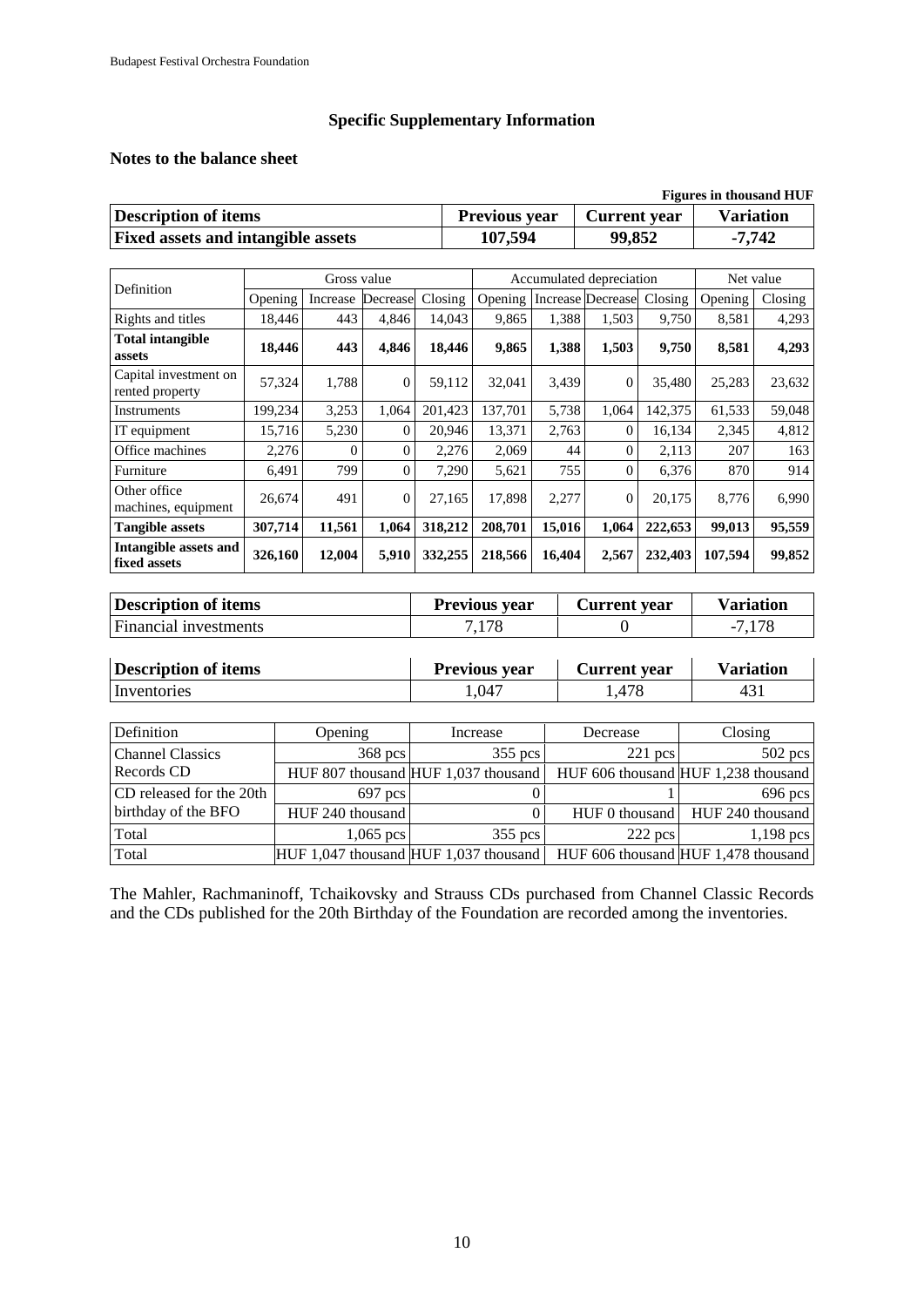## Specific Supplementary Information

### Notes to the balance sheet

Figures in thousand HUF

| Description of items | Previous year | Current year | Variation |
|---|---|---|---|
| **Fixed assets and intangible assets** | **107,594** | **99,852** | **-7,742** |

| Definition | Gross value | | | | Accumulated depreciation | | | | Net value | |
|---|---|---|---|---|---|---|---|---|---|---|
| | Opening | Increase | Decrease | Closing | Opening | Increase | Decrease | Closing | Opening | Closing |
| Rights and titles | 18,446 | 443 | 4,846 | 14,043 | 9,865 | 1,388 | 1,503 | 9,750 | 8,581 | 4,293 |
| **Total intangible assets** | **18,446** | **443** | **4,846** | **18,446** | **9,865** | **1,388** | **1,503** | **9,750** | **8,581** | **4,293** |
| Capital investment on rented property | 57,324 | 1,788 | 0 | 59,112 | 32,041 | 3,439 | 0 | 35,480 | 25,283 | 23,632 |
| Instruments | 199,234 | 3,253 | 1,064 | 201,423 | 137,701 | 5,738 | 1,064 | 142,375 | 61,533 | 59,048 |
| IT equipment | 15,716 | 5,230 | 0 | 20,946 | 13,371 | 2,763 | 0 | 16,134 | 2,345 | 4,812 |
| Office machines | 2,276 | 0 | 0 | 2,276 | 2,069 | 44 | 0 | 2,113 | 207 | 163 |
| Furniture | 6,491 | 799 | 0 | 7,290 | 5,621 | 755 | 0 | 6,376 | 870 | 914 |
| Other office machines, equipment | 26,674 | 491 | 0 | 27,165 | 17,898 | 2,277 | 0 | 20,175 | 8,776 | 6,990 |
| **Tangible assets** | **307,714** | **11,561** | **1,064** | **318,212** | **208,701** | **15,016** | **1,064** | **222,653** | **99,013** | **95,559** |
| **Intangible assets and fixed assets** | **326,160** | **12,004** | **5,910** | **332,255** | **218,566** | **16,404** | **2,567** | **232,403** | **107,594** | **99,852** |

| Description of items | Previous year | Current year | Variation |
|---|---|---|---|
| Financial investments | 7,178 | 0 | -7,178 |

| Description of items | Previous year | Current year | Variation |
|---|---|---|---|
| Inventories | 1,047 | 1,478 | 431 |

| Definition | Opening | Increase | Decrease | Closing |
|---|---|---|---|---|
| Channel Classics Records CD | 368 pcs | 355 pcs | 221 pcs | 502 pcs |
| | HUF 807 thousand | HUF 1,037 thousand | HUF 606 thousand | HUF 1,238 thousand |
| CD released for the 20th birthday of the BFO | 697 pcs | 0 | 1 | 696 pcs |
| | HUF 240 thousand | 0 | HUF 0 thousand | HUF 240 thousand |
| Total | 1,065 pcs | 355 pcs | 222 pcs | 1,198 pcs |
| Total | HUF 1,047 thousand | HUF 1,037 thousand | HUF 606 thousand | HUF 1,478 thousand |

The Mahler, Rachmaninoff, Tchaikovsky and Strauss CDs purchased from Channel Classic Records and the CDs published for the 20th Birthday of the Foundation are recorded among the inventories.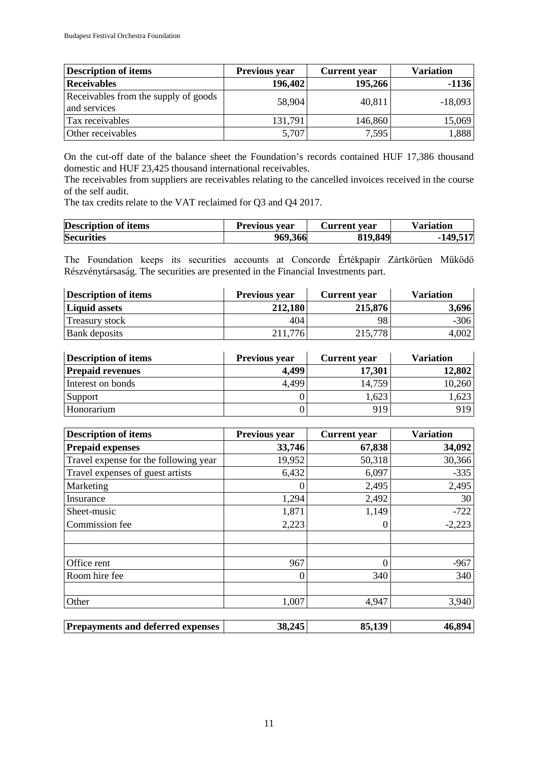| Description of items | Previous year | Current year | Variation |
|---|---|---|---|
| **Receivables** | **196,402** | **195,266** | **-1136** |
| Receivables from the supply of goods and services | 58,904 | 40,811 | -18,093 |
| Tax receivables | 131,791 | 146,860 | 15,069 |
| Other receivables | 5,707 | 7,595 | 1,888 |

On the cut-off date of the balance sheet the Foundation's records contained HUF 17,386 thousand domestic and HUF 23,425 thousand international receivables.
The receivables from suppliers are receivables relating to the cancelled invoices received in the course of the self audit.
The tax credits relate to the VAT reclaimed for Q3 and Q4 2017.

| Description of items | Previous year | Current year | Variation |
|---|---|---|---|
| **Securities** | **969,366** | **819,849** | **-149,517** |

The Foundation keeps its securities accounts at Concorde Értékpapír Zártkörűen Működő Részvénytársaság. The securities are presented in the Financial Investments part.

| Description of items | Previous year | Current year | Variation |
|---|---|---|---|
| **Liquid assets** | **212,180** | **215,876** | **3,696** |
| Treasury stock | 404 | 98 | -306 |
| Bank deposits | 211,776 | 215,778 | 4,002 |

| Description of items | Previous year | Current year | Variation |
|---|---|---|---|
| **Prepaid revenues** | **4,499** | **17,301** | **12,802** |
| Interest on bonds | 4,499 | 14,759 | 10,260 |
| Support | 0 | 1,623 | 1,623 |
| Honorarium | 0 | 919 | 919 |

| Description of items | Previous year | Current year | Variation |
|---|---|---|---|
| **Prepaid expenses** | **33,746** | **67,838** | **34,092** |
| Travel expense for the following year | 19,952 | 50,318 | 30,366 |
| Travel expenses of guest artists | 6,432 | 6,097 | -335 |
| Marketing | 0 | 2,495 | 2,495 |
| Insurance | 1,294 | 2,492 | 30 |
| Sheet-music | 1,871 | 1,149 | -722 |
| Commission fee | 2,223 | 0 | -2,223 |
| | | | |
| | | | |
| Office rent | 967 | 0 | -967 |
| Room hire fee | 0 | 340 | 340 |
| | | | |
| Other | 1,007 | 4,947 | 3,940 |

| **Prepayments and deferred expenses** | **38,245** | **85,139** | **46,894** |
|---|---|---|---|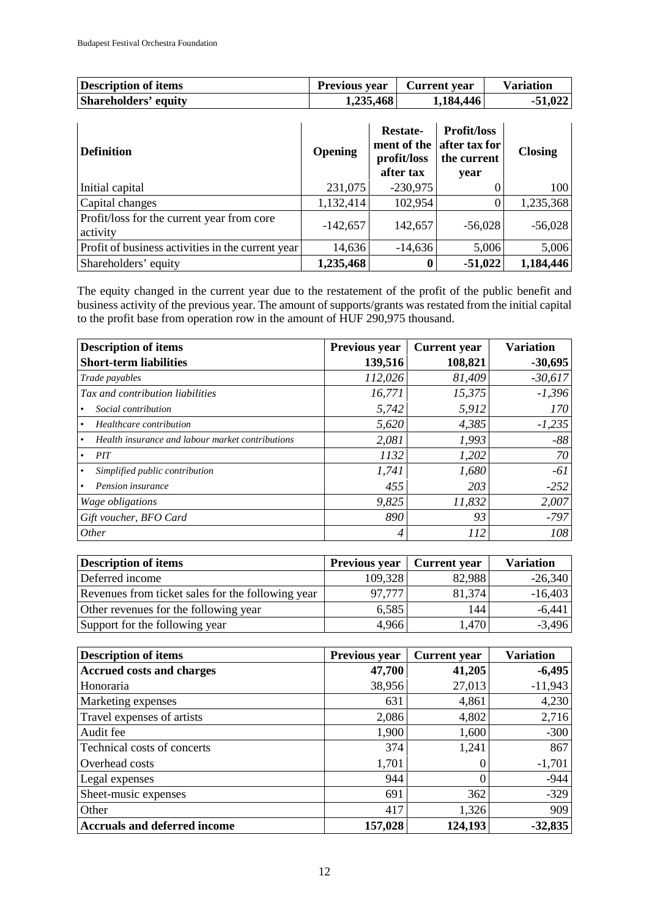| Description of items | Previous year | Current year | Variation |
|---|---|---|---|
| **Shareholders' equity** | **1,235,468** | **1,184,446** | **-51,022** |

| Definition | Opening | Restatement of the profit/loss after tax | Profit/loss after tax for the current year | Closing |
|---|---|---|---|---|
| Initial capital | 231,075 | -230,975 | 0 | 100 |
| Capital changes | 1,132,414 | 102,954 | 0 | 1,235,368 |
| Profit/loss for the current year from core activity | -142,657 | 142,657 | -56,028 | -56,028 |
| Profit of business activities in the current year | 14,636 | -14,636 | 5,006 | 5,006 |
| Shareholders' equity | **1,235,468** | **0** | **-51,022** | **1,184,446** |

The equity changed in the current year due to the restatement of the profit of the public benefit and business activity of the previous year. The amount of supports/grants was restated from the initial capital to the profit base from operation row in the amount of HUF 290,975 thousand.

| Description of items | Previous year | Current year | Variation |
|---|---|---|---|
| **Short-term liabilities** | **139,516** | **108,821** | **-30,695** |
| *Trade payables* | *112,026* | *81,409* | *-30,617* |
| *Tax and contribution liabilities* | *16,771* | *15,375* | *-1,396* |
| • *Social contribution* | *5,742* | *5,912* | *170* |
| • *Healthcare contribution* | *5,620* | *4,385* | *-1,235* |
| • *Health insurance and labour market contributions* | *2,081* | *1,993* | *-88* |
| • *PIT* | *1132* | *1,202* | *70* |
| • *Simplified public contribution* | *1,741* | *1,680* | *-61* |
| • *Pension insurance* | *455* | *203* | *-252* |
| *Wage obligations* | *9,825* | *11,832* | *2,007* |
| *Gift voucher, BFO Card* | *890* | *93* | *-797* |
| *Other* | *4* | *112* | *108* |

| Description of items | Previous year | Current year | Variation |
|---|---|---|---|
| Deferred income | 109,328 | 82,988 | -26,340 |
| Revenues from ticket sales for the following year | 97,777 | 81,374 | -16,403 |
| Other revenues for the following year | 6,585 | 144 | -6,441 |
| Support for the following year | 4,966 | 1,470 | -3,496 |

| Description of items | Previous year | Current year | Variation |
|---|---|---|---|
| **Accrued costs and charges** | **47,700** | **41,205** | **-6,495** |
| Honoraria | 38,956 | 27,013 | -11,943 |
| Marketing expenses | 631 | 4,861 | 4,230 |
| Travel expenses of artists | 2,086 | 4,802 | 2,716 |
| Audit fee | 1,900 | 1,600 | -300 |
| Technical costs of concerts | 374 | 1,241 | 867 |
| Overhead costs | 1,701 | 0 | -1,701 |
| Legal expenses | 944 | 0 | -944 |
| Sheet-music expenses | 691 | 362 | -329 |
| Other | 417 | 1,326 | 909 |
| **Accruals and deferred income** | **157,028** | **124,193** | **-32,835** |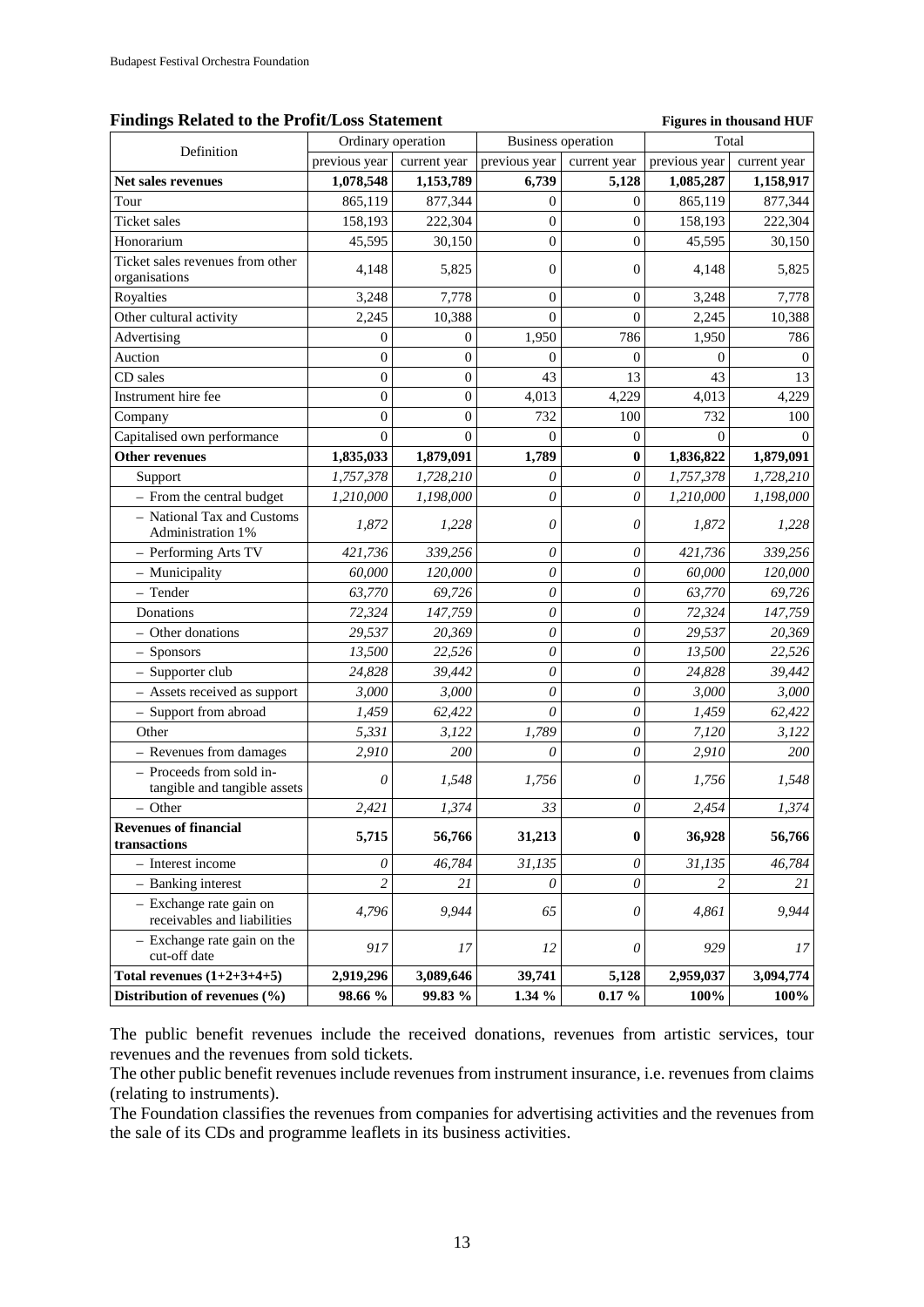### Findings Related to the Profit/Loss Statement

**Figures in thousand HUF**

| Definition | Ordinary operation | | Business operation | | Total | |
|---|---|---|---|---|---|---|
| | previous year | current year | previous year | current year | previous year | current year |
| **Net sales revenues** | **1,078,548** | **1,153,789** | **6,739** | **5,128** | **1,085,287** | **1,158,917** |
| Tour | 865,119 | 877,344 | 0 | 0 | 865,119 | 877,344 |
| Ticket sales | 158,193 | 222,304 | 0 | 0 | 158,193 | 222,304 |
| Honorarium | 45,595 | 30,150 | 0 | 0 | 45,595 | 30,150 |
| Ticket sales revenues from other organisations | 4,148 | 5,825 | 0 | 0 | 4,148 | 5,825 |
| Royalties | 3,248 | 7,778 | 0 | 0 | 3,248 | 7,778 |
| Other cultural activity | 2,245 | 10,388 | 0 | 0 | 2,245 | 10,388 |
| Advertising | 0 | 0 | 1,950 | 786 | 1,950 | 786 |
| Auction | 0 | 0 | 0 | 0 | 0 | 0 |
| CD sales | 0 | 0 | 43 | 13 | 43 | 13 |
| Instrument hire fee | 0 | 0 | 4,013 | 4,229 | 4,013 | 4,229 |
| Company | 0 | 0 | 732 | 100 | 732 | 100 |
| Capitalised own performance | 0 | 0 | 0 | 0 | 0 | 0 |
| **Other revenues** | **1,835,033** | **1,879,091** | **1,789** | **0** | **1,836,822** | **1,879,091** |
| Support | *1,757,378* | *1,728,210* | *0* | *0* | *1,757,378* | *1,728,210* |
| – From the central budget | *1,210,000* | *1,198,000* | *0* | *0* | *1,210,000* | *1,198,000* |
| – National Tax and Customs Administration 1% | *1,872* | *1,228* | *0* | *0* | *1,872* | *1,228* |
| – Performing Arts TV | *421,736* | *339,256* | *0* | *0* | *421,736* | *339,256* |
| – Municipality | *60,000* | *120,000* | *0* | *0* | *60,000* | *120,000* |
| – Tender | *63,770* | *69,726* | *0* | *0* | *63,770* | *69,726* |
| Donations | *72,324* | *147,759* | *0* | *0* | *72,324* | *147,759* |
| – Other donations | *29,537* | *20,369* | *0* | *0* | *29,537* | *20,369* |
| – Sponsors | *13,500* | *22,526* | *0* | *0* | *13,500* | *22,526* |
| – Supporter club | *24,828* | *39,442* | *0* | *0* | *24,828* | *39,442* |
| – Assets received as support | *3,000* | *3,000* | *0* | *0* | *3,000* | *3,000* |
| – Support from abroad | *1,459* | *62,422* | *0* | *0* | *1,459* | *62,422* |
| Other | *5,331* | *3,122* | *1,789* | *0* | *7,120* | *3,122* |
| – Revenues from damages | *2,910* | *200* | *0* | *0* | *2,910* | *200* |
| – Proceeds from sold in-tangible and tangible assets | *0* | *1,548* | *1,756* | *0* | *1,756* | *1,548* |
| – Other | *2,421* | *1,374* | *33* | *0* | *2,454* | *1,374* |
| **Revenues of financial transactions** | **5,715** | **56,766** | **31,213** | **0** | **36,928** | **56,766** |
| – Interest income | *0* | *46,784* | *31,135* | *0* | *31,135* | *46,784* |
| – Banking interest | *2* | *21* | *0* | *0* | *2* | *21* |
| – Exchange rate gain on receivables and liabilities | *4,796* | *9,944* | *65* | *0* | *4,861* | *9,944* |
| – Exchange rate gain on the cut-off date | *917* | *17* | *12* | *0* | *929* | *17* |
| **Total revenues (1+2+3+4+5)** | **2,919,296** | **3,089,646** | **39,741** | **5,128** | **2,959,037** | **3,094,774** |
| **Distribution of revenues (%)** | **98.66 %** | **99.83 %** | **1.34 %** | **0.17 %** | **100%** | **100%** |

The public benefit revenues include the received donations, revenues from artistic services, tour revenues and the revenues from sold tickets.

The other public benefit revenues include revenues from instrument insurance, i.e. revenues from claims (relating to instruments).

The Foundation classifies the revenues from companies for advertising activities and the revenues from the sale of its CDs and programme leaflets in its business activities.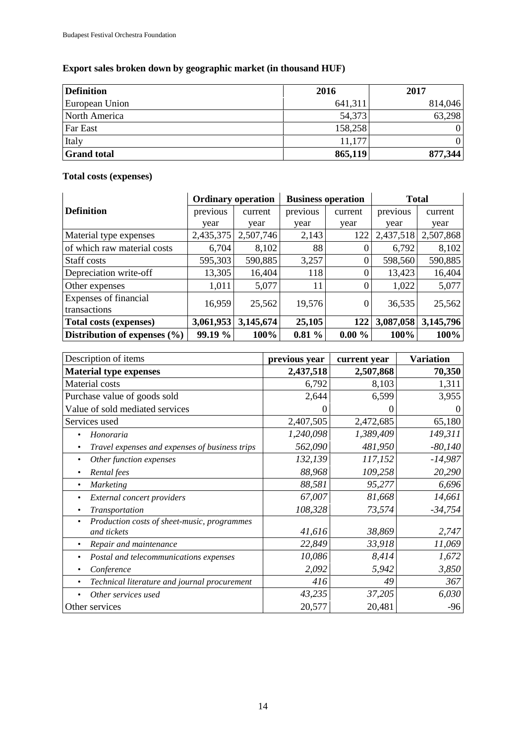### Export sales broken down by geographic market (in thousand HUF)

| Definition | 2016 | 2017 |
|---|---|---|
| European Union | 641,311 | 814,046 |
| North America | 54,373 | 63,298 |
| Far East | 158,258 | 0 |
| Italy | 11,177 | 0 |
| **Grand total** | **865,119** | **877,344** |

### Total costs (expenses)

| Definition | Ordinary operation | | Business operation | | Total | |
|---|---|---|---|---|---|---|
| | previous year | current year | previous year | current year | previous year | current year |
| Material type expenses | 2,435,375 | 2,507,746 | 2,143 | 122 | 2,437,518 | 2,507,868 |
| of which raw material costs | 6,704 | 8,102 | 88 | 0 | 6,792 | 8,102 |
| Staff costs | 595,303 | 590,885 | 3,257 | 0 | 598,560 | 590,885 |
| Depreciation write-off | 13,305 | 16,404 | 118 | 0 | 13,423 | 16,404 |
| Other expenses | 1,011 | 5,077 | 11 | 0 | 1,022 | 5,077 |
| Expenses of financial transactions | 16,959 | 25,562 | 19,576 | 0 | 36,535 | 25,562 |
| **Total costs (expenses)** | **3,061,953** | **3,145,674** | **25,105** | **122** | **3,087,058** | **3,145,796** |
| **Distribution of expenses (%)** | **99.19 %** | **100%** | **0.81 %** | **0.00 %** | **100%** | **100%** |

| Description of items | previous year | current year | Variation |
|---|---|---|---|
| **Material type expenses** | **2,437,518** | **2,507,868** | **70,350** |
| Material costs | 6,792 | 8,103 | 1,311 |
| Purchase value of goods sold | 2,644 | 6,599 | 3,955 |
| Value of sold mediated services | 0 | 0 | 0 |
| Services used | 2,407,505 | 2,472,685 | 65,180 |
| • *Honoraria* | *1,240,098* | *1,389,409* | *149,311* |
| • *Travel expenses and expenses of business trips* | *562,090* | *481,950* | *-80,140* |
| • *Other function expenses* | *132,139* | *117,152* | *-14,987* |
| • *Rental fees* | *88,968* | *109,258* | *20,290* |
| • *Marketing* | *88,581* | *95,277* | *6,696* |
| • *External concert providers* | *67,007* | *81,668* | *14,661* |
| • *Transportation* | *108,328* | *73,574* | *-34,754* |
| • *Production costs of sheet-music, programmes and tickets* | *41,616* | *38,869* | *2,747* |
| • *Repair and maintenance* | *22,849* | *33,918* | *11,069* |
| • *Postal and telecommunications expenses* | *10,086* | *8,414* | *1,672* |
| • *Conference* | *2,092* | *5,942* | *3,850* |
| • *Technical literature and journal procurement* | *416* | *49* | *367* |
| • *Other services used* | *43,235* | *37,205* | *6,030* |
| Other services | 20,577 | 20,481 | -96 |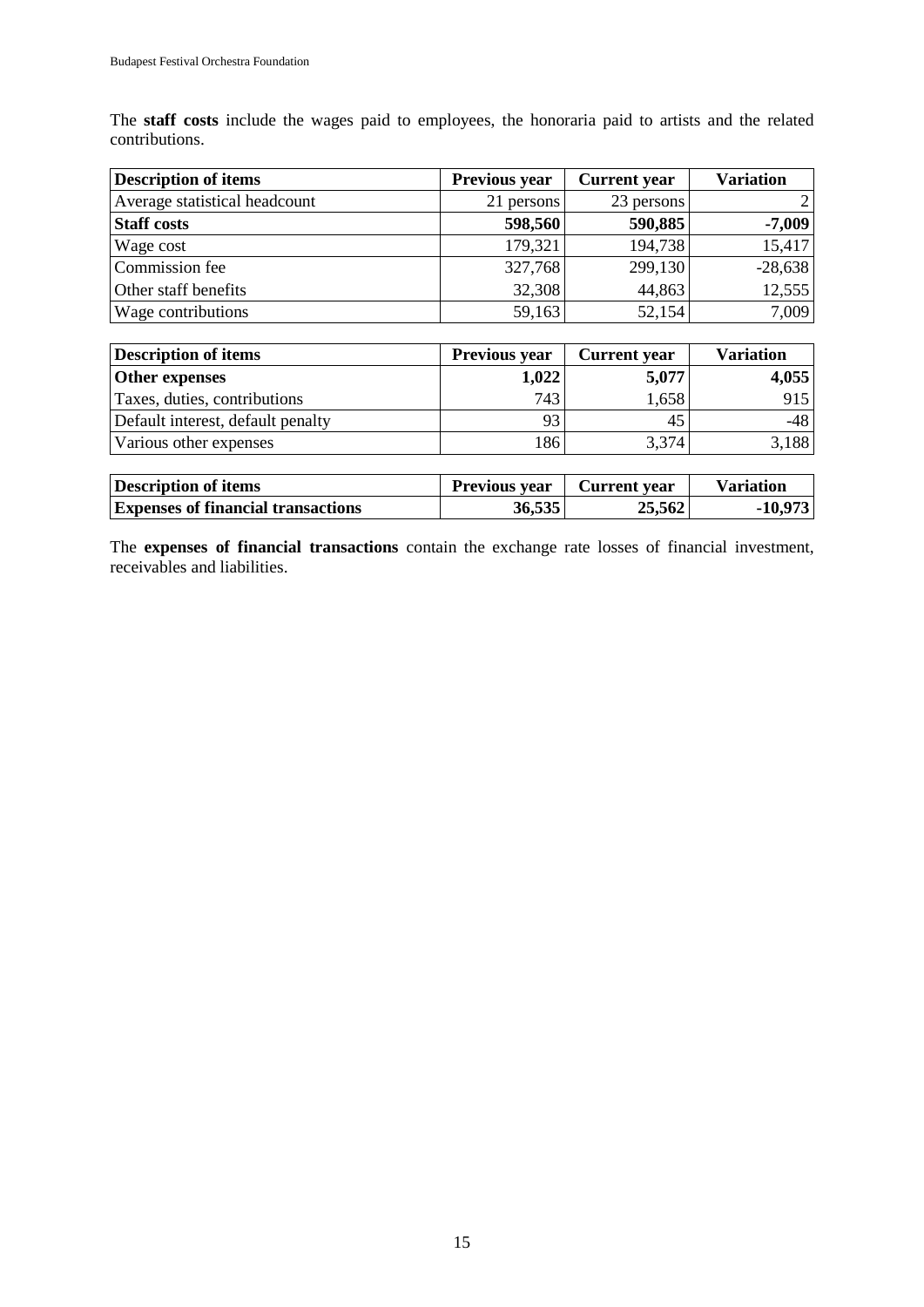The **staff costs** include the wages paid to employees, the honoraria paid to artists and the related contributions.

| Description of items | Previous year | Current year | Variation |
|---|---|---|---|
| Average statistical headcount | 21 persons | 23 persons | 2 |
| **Staff costs** | **598,560** | **590,885** | **-7,009** |
| Wage cost | 179,321 | 194,738 | 15,417 |
| Commission fee | 327,768 | 299,130 | -28,638 |
| Other staff benefits | 32,308 | 44,863 | 12,555 |
| Wage contributions | 59,163 | 52,154 | 7,009 |

| Description of items | Previous year | Current year | Variation |
|---|---|---|---|
| **Other expenses** | **1,022** | **5,077** | **4,055** |
| Taxes, duties, contributions | 743 | 1,658 | 915 |
| Default interest, default penalty | 93 | 45 | -48 |
| Various other expenses | 186 | 3,374 | 3,188 |

| Description of items | Previous year | Current year | Variation |
|---|---|---|---|
| **Expenses of financial transactions** | **36,535** | **25,562** | **-10,973** |

The **expenses of financial transactions** contain the exchange rate losses of financial investment, receivables and liabilities.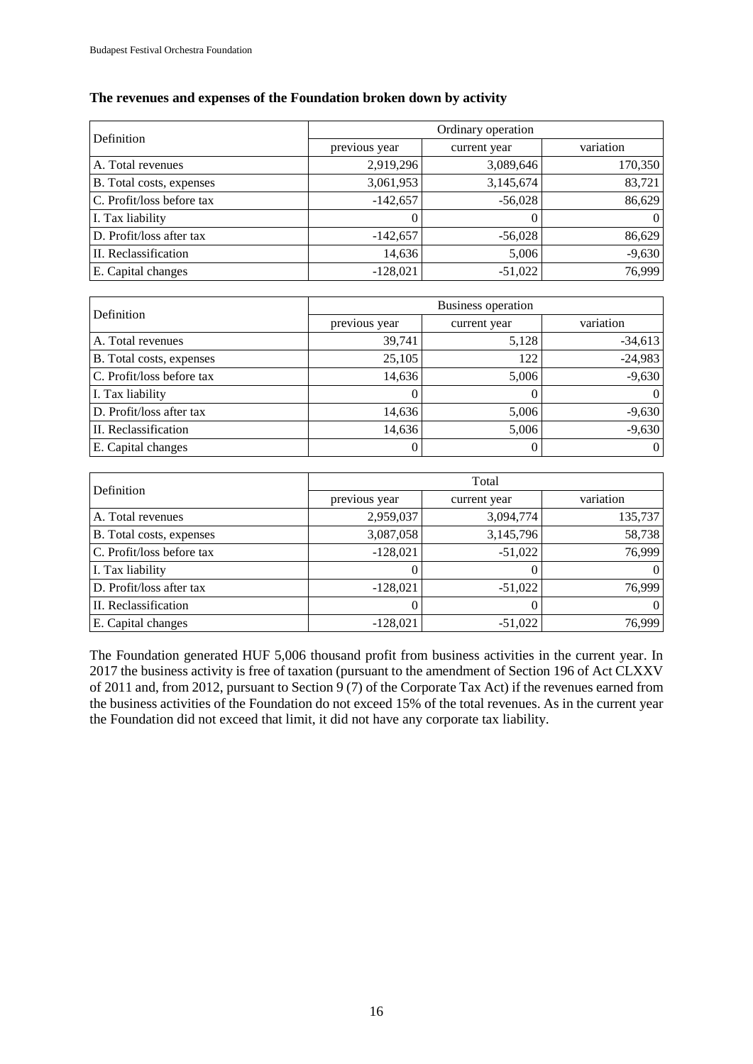**The revenues and expenses of the Foundation broken down by activity**

| Definition | Ordinary operation | | |
|---|---|---|---|
| | previous year | current year | variation |
| A. Total revenues | 2,919,296 | 3,089,646 | 170,350 |
| B. Total costs, expenses | 3,061,953 | 3,145,674 | 83,721 |
| C. Profit/loss before tax | -142,657 | -56,028 | 86,629 |
| I. Tax liability | 0 | 0 | 0 |
| D. Profit/loss after tax | -142,657 | -56,028 | 86,629 |
| II. Reclassification | 14,636 | 5,006 | -9,630 |
| E. Capital changes | -128,021 | -51,022 | 76,999 |

| Definition | Business operation | | |
|---|---|---|---|
| | previous year | current year | variation |
| A. Total revenues | 39,741 | 5,128 | -34,613 |
| B. Total costs, expenses | 25,105 | 122 | -24,983 |
| C. Profit/loss before tax | 14,636 | 5,006 | -9,630 |
| I. Tax liability | 0 | 0 | 0 |
| D. Profit/loss after tax | 14,636 | 5,006 | -9,630 |
| II. Reclassification | 14,636 | 5,006 | -9,630 |
| E. Capital changes | 0 | 0 | 0 |

| Definition | Total | | |
|---|---|---|---|
| | previous year | current year | variation |
| A. Total revenues | 2,959,037 | 3,094,774 | 135,737 |
| B. Total costs, expenses | 3,087,058 | 3,145,796 | 58,738 |
| C. Profit/loss before tax | -128,021 | -51,022 | 76,999 |
| I. Tax liability | 0 | 0 | 0 |
| D. Profit/loss after tax | -128,021 | -51,022 | 76,999 |
| II. Reclassification | 0 | 0 | 0 |
| E. Capital changes | -128,021 | -51,022 | 76,999 |

The Foundation generated HUF 5,006 thousand profit from business activities in the current year. In 2017 the business activity is free of taxation (pursuant to the amendment of Section 196 of Act CLXXV of 2011 and, from 2012, pursuant to Section 9 (7) of the Corporate Tax Act) if the revenues earned from the business activities of the Foundation do not exceed 15% of the total revenues. As in the current year the Foundation did not exceed that limit, it did not have any corporate tax liability.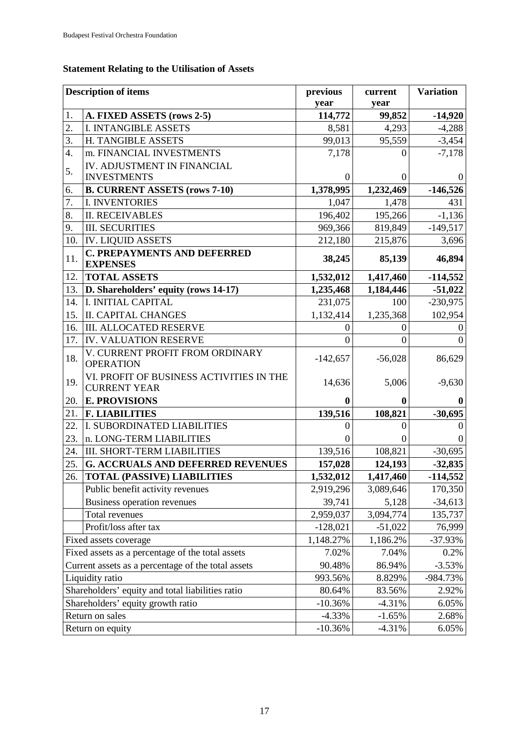## Statement Relating to the Utilisation of Assets

| | Description of items | previous year | current year | Variation |
|---|---|---|---|---|
| 1. | **A. FIXED ASSETS (rows 2-5)** | **114,772** | **99,852** | **-14,920** |
| 2. | I. INTANGIBLE ASSETS | 8,581 | 4,293 | -4,288 |
| 3. | H. TANGIBLE ASSETS | 99,013 | 95,559 | -3,454 |
| 4. | m. FINANCIAL INVESTMENTS | 7,178 | 0 | -7,178 |
| 5. | IV. ADJUSTMENT IN FINANCIAL INVESTMENTS | 0 | 0 | 0 |
| 6. | **B. CURRENT ASSETS (rows 7-10)** | **1,378,995** | **1,232,469** | **-146,526** |
| 7. | I. INVENTORIES | 1,047 | 1,478 | 431 |
| 8. | II. RECEIVABLES | 196,402 | 195,266 | -1,136 |
| 9. | III. SECURITIES | 969,366 | 819,849 | -149,517 |
| 10. | IV. LIQUID ASSETS | 212,180 | 215,876 | 3,696 |
| 11. | **C. PREPAYMENTS AND DEFERRED EXPENSES** | **38,245** | **85,139** | **46,894** |
| 12. | **TOTAL ASSETS** | **1,532,012** | **1,417,460** | **-114,552** |
| 13. | **D. Shareholders' equity (rows 14-17)** | **1,235,468** | **1,184,446** | **-51,022** |
| 14. | I. INITIAL CAPITAL | 231,075 | 100 | -230,975 |
| 15. | II. CAPITAL CHANGES | 1,132,414 | 1,235,368 | 102,954 |
| 16. | III. ALLOCATED RESERVE | 0 | 0 | 0 |
| 17. | IV. VALUATION RESERVE | 0 | 0 | 0 |
| 18. | V. CURRENT PROFIT FROM ORDINARY OPERATION | -142,657 | -56,028 | 86,629 |
| 19. | VI. PROFIT OF BUSINESS ACTIVITIES IN THE CURRENT YEAR | 14,636 | 5,006 | -9,630 |
| 20. | **E. PROVISIONS** | **0** | **0** | **0** |
| 21. | **F. LIABILITIES** | **139,516** | **108,821** | **-30,695** |
| 22. | I. SUBORDINATED LIABILITIES | 0 | 0 | 0 |
| 23. | n. LONG-TERM LIABILITIES | 0 | 0 | 0 |
| 24. | III. SHORT-TERM LIABILITIES | 139,516 | 108,821 | -30,695 |
| 25. | **G. ACCRUALS AND DEFERRED REVENUES** | **157,028** | **124,193** | **-32,835** |
| 26. | **TOTAL (PASSIVE) LIABILITIES** | **1,532,012** | **1,417,460** | **-114,552** |
| | Public benefit activity revenues | 2,919,296 | 3,089,646 | 170,350 |
| | Business operation revenues | 39,741 | 5,128 | -34,613 |
| | Total revenues | 2,959,037 | 3,094,774 | 135,737 |
| | Profit/loss after tax | -128,021 | -51,022 | 76,999 |
| Fixed assets coverage | | 1,148.27% | 1,186.2% | -37.93% |
| Fixed assets as a percentage of the total assets | | 7.02% | 7.04% | 0.2% |
| Current assets as a percentage of the total assets | | 90.48% | 86.94% | -3.53% |
| Liquidity ratio | | 993.56% | 8.829% | -984.73% |
| Shareholders' equity and total liabilities ratio | | 80.64% | 83.56% | 2.92% |
| Shareholders' equity growth ratio | | -10.36% | -4.31% | 6.05% |
| Return on sales | | -4.33% | -1.65% | 2.68% |
| Return on equity | | -10.36% | -4.31% | 6.05% |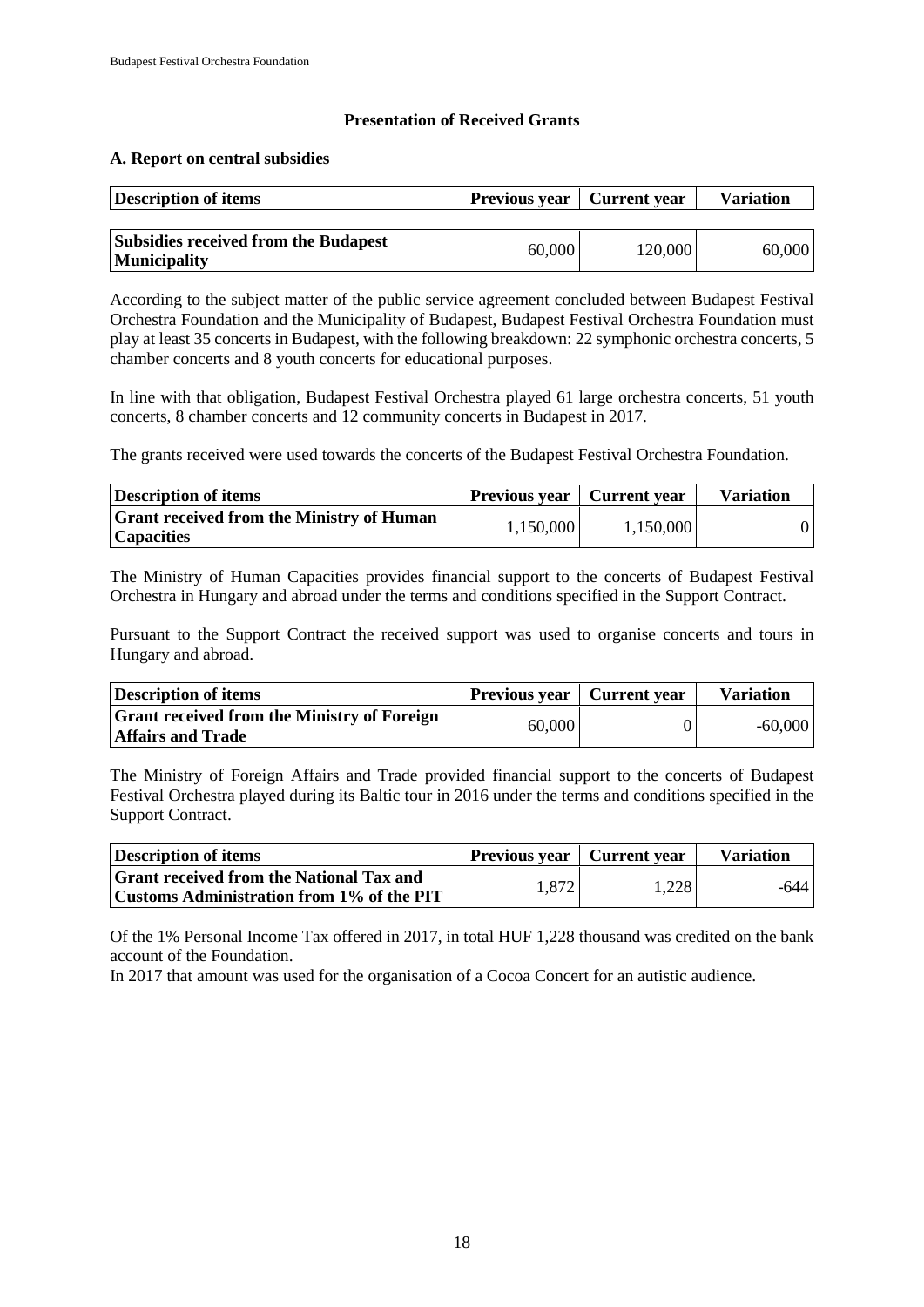### Presentation of Received Grants

#### A. Report on central subsidies

| Description of items | Previous year | Current year | Variation |
|---|---|---|---|
| **Subsidies received from the Budapest Municipality** | 60,000 | 120,000 | 60,000 |

According to the subject matter of the public service agreement concluded between Budapest Festival Orchestra Foundation and the Municipality of Budapest, Budapest Festival Orchestra Foundation must play at least 35 concerts in Budapest, with the following breakdown: 22 symphonic orchestra concerts, 5 chamber concerts and 8 youth concerts for educational purposes.

In line with that obligation, Budapest Festival Orchestra played 61 large orchestra concerts, 51 youth concerts, 8 chamber concerts and 12 community concerts in Budapest in 2017.

The grants received were used towards the concerts of the Budapest Festival Orchestra Foundation.

| Description of items | Previous year | Current year | Variation |
|---|---|---|---|
| **Grant received from the Ministry of Human Capacities** | 1,150,000 | 1,150,000 | 0 |

The Ministry of Human Capacities provides financial support to the concerts of Budapest Festival Orchestra in Hungary and abroad under the terms and conditions specified in the Support Contract.

Pursuant to the Support Contract the received support was used to organise concerts and tours in Hungary and abroad.

| Description of items | Previous year | Current year | Variation |
|---|---|---|---|
| **Grant received from the Ministry of Foreign Affairs and Trade** | 60,000 | 0 | -60,000 |

The Ministry of Foreign Affairs and Trade provided financial support to the concerts of Budapest Festival Orchestra played during its Baltic tour in 2016 under the terms and conditions specified in the Support Contract.

| Description of items | Previous year | Current year | Variation |
|---|---|---|---|
| **Grant received from the National Tax and Customs Administration from 1% of the PIT** | 1,872 | 1,228 | -644 |

Of the 1% Personal Income Tax offered in 2017, in total HUF 1,228 thousand was credited on the bank account of the Foundation.
In 2017 that amount was used for the organisation of a Cocoa Concert for an autistic audience.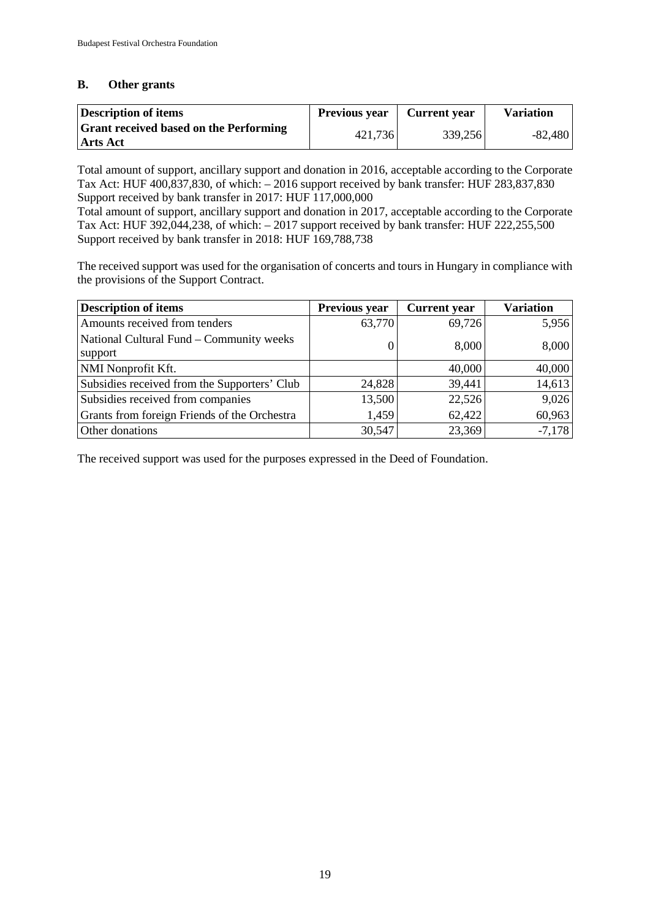## B. Other grants

| Description of items | Previous year | Current year | Variation |
|---|---|---|---|
| **Grant received based on the Performing Arts Act** | 421,736 | 339,256 | -82,480 |

Total amount of support, ancillary support and donation in 2016, acceptable according to the Corporate Tax Act: HUF 400,837,830, of which: – 2016 support received by bank transfer: HUF 283,837,830
Support received by bank transfer in 2017: HUF 117,000,000
Total amount of support, ancillary support and donation in 2017, acceptable according to the Corporate Tax Act: HUF 392,044,238, of which: – 2017 support received by bank transfer: HUF 222,255,500
Support received by bank transfer in 2018: HUF 169,788,738

The received support was used for the organisation of concerts and tours in Hungary in compliance with the provisions of the Support Contract.

| Description of items | Previous year | Current year | Variation |
|---|---|---|---|
| Amounts received from tenders | 63,770 | 69,726 | 5,956 |
| National Cultural Fund – Community weeks support | 0 | 8,000 | 8,000 |
| NMI Nonprofit Kft. | | 40,000 | 40,000 |
| Subsidies received from the Supporters' Club | 24,828 | 39,441 | 14,613 |
| Subsidies received from companies | 13,500 | 22,526 | 9,026 |
| Grants from foreign Friends of the Orchestra | 1,459 | 62,422 | 60,963 |
| Other donations | 30,547 | 23,369 | -7,178 |

The received support was used for the purposes expressed in the Deed of Foundation.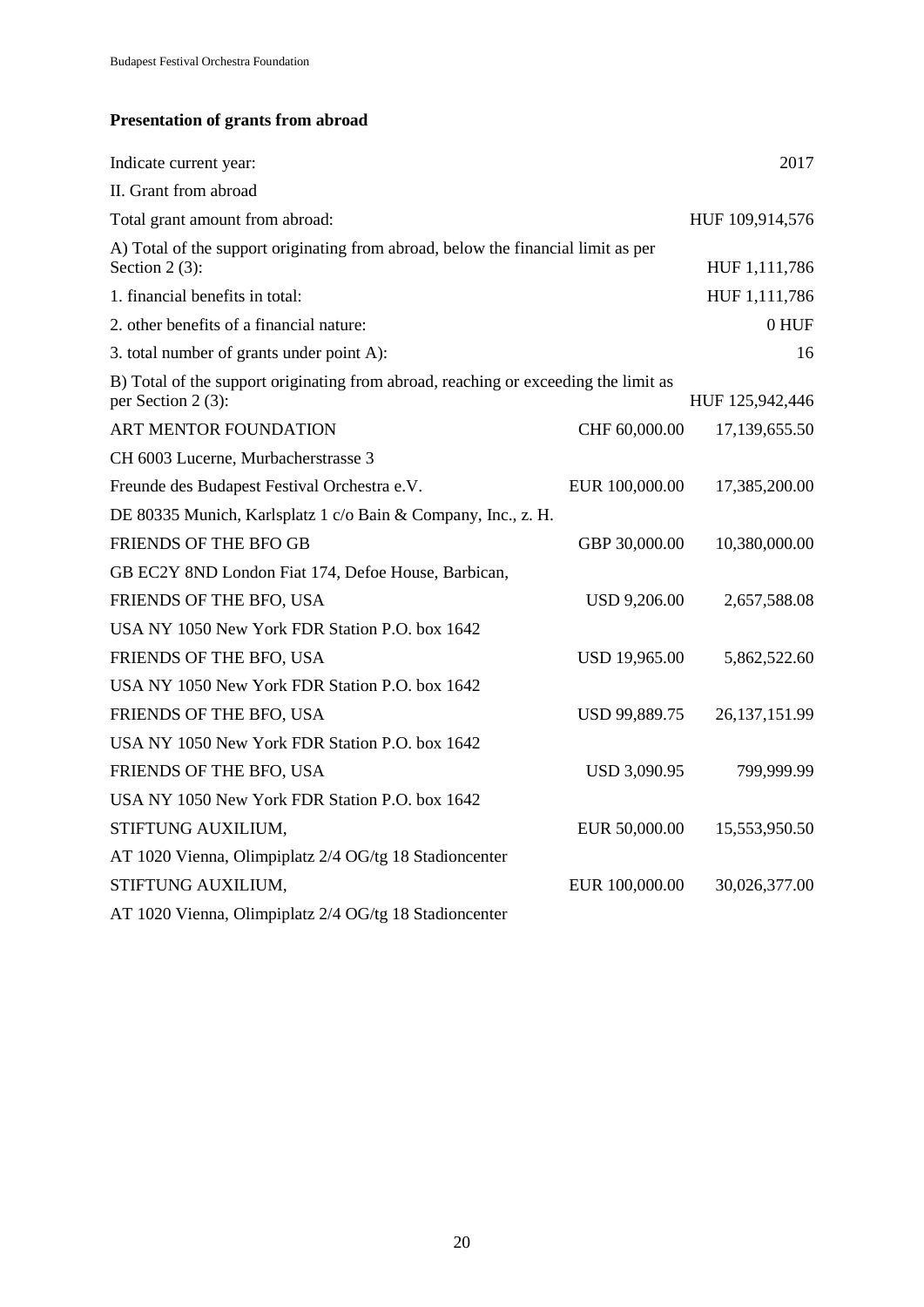**Presentation of grants from abroad**

| | | |
|---|---|---|
| Indicate current year: | | 2017 |
| II. Grant from abroad | | |
| Total grant amount from abroad: | | HUF 109,914,576 |
| A) Total of the support originating from abroad, below the financial limit as per Section 2 (3): | | HUF 1,111,786 |
| 1. financial benefits in total: | | HUF 1,111,786 |
| 2. other benefits of a financial nature: | | 0 HUF |
| 3. total number of grants under point A): | | 16 |
| B) Total of the support originating from abroad, reaching or exceeding the limit as per Section 2 (3): | | HUF 125,942,446 |
| ART MENTOR FOUNDATION | CHF 60,000.00 | 17,139,655.50 |
| CH 6003 Lucerne, Murbacherstrasse 3 | | |
| Freunde des Budapest Festival Orchestra e.V. | EUR 100,000.00 | 17,385,200.00 |
| DE 80335 Munich, Karlsplatz 1 c/o Bain & Company, Inc., z. H. | | |
| FRIENDS OF THE BFO GB | GBP 30,000.00 | 10,380,000.00 |
| GB EC2Y 8ND London Fiat 174, Defoe House, Barbican, | | |
| FRIENDS OF THE BFO, USA | USD 9,206.00 | 2,657,588.08 |
| USA NY 1050 New York FDR Station P.O. box 1642 | | |
| FRIENDS OF THE BFO, USA | USD 19,965.00 | 5,862,522.60 |
| USA NY 1050 New York FDR Station P.O. box 1642 | | |
| FRIENDS OF THE BFO, USA | USD 99,889.75 | 26,137,151.99 |
| USA NY 1050 New York FDR Station P.O. box 1642 | | |
| FRIENDS OF THE BFO, USA | USD 3,090.95 | 799,999.99 |
| USA NY 1050 New York FDR Station P.O. box 1642 | | |
| STIFTUNG AUXILIUM, | EUR 50,000.00 | 15,553,950.50 |
| AT 1020 Vienna, Olimpiplatz 2/4 OG/tg 18 Stadioncenter | | |
| STIFTUNG AUXILIUM, | EUR 100,000.00 | 30,026,377.00 |
| AT 1020 Vienna, Olimpiplatz 2/4 OG/tg 18 Stadioncenter | | |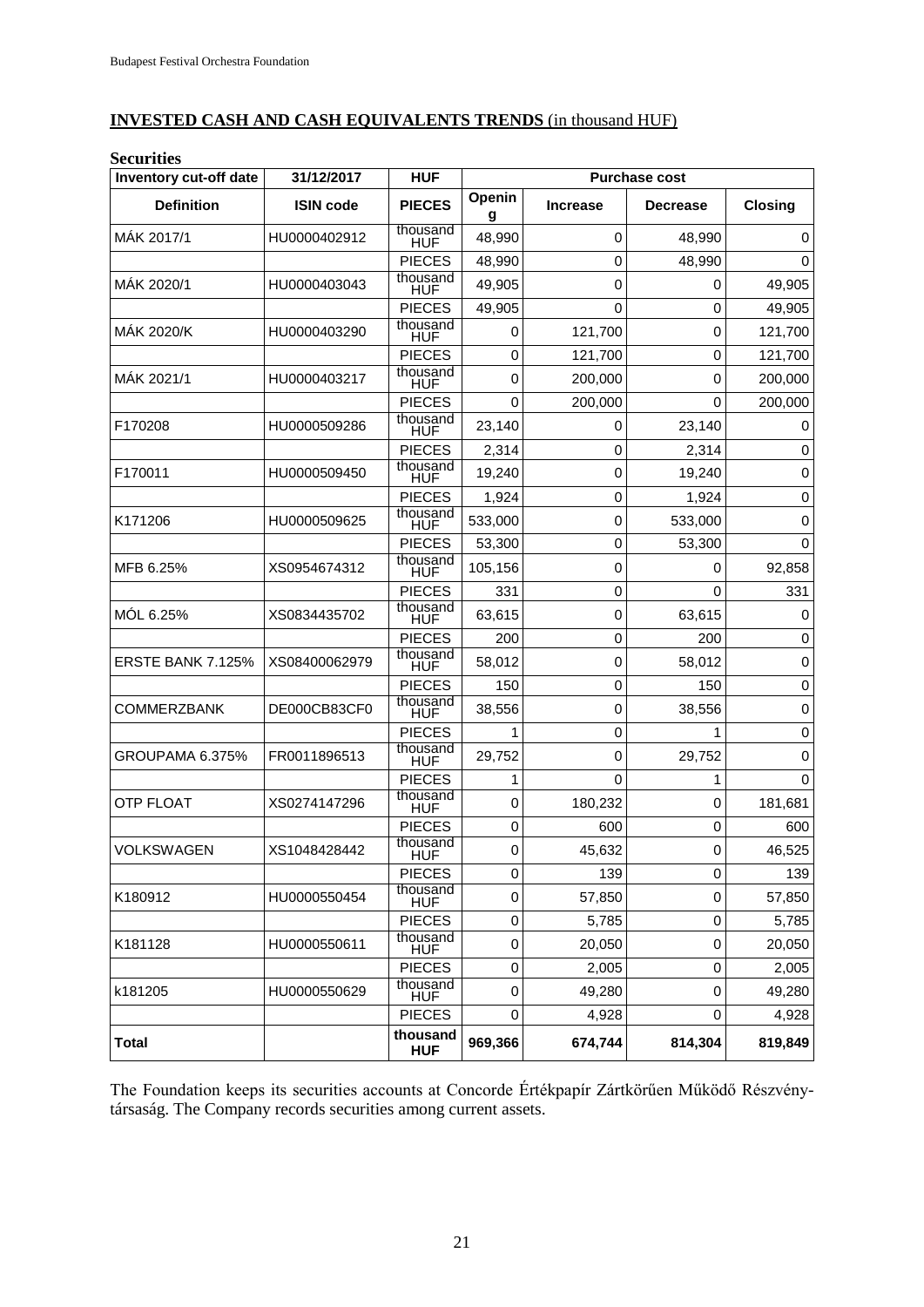## INVESTED CASH AND CASH EQUIVALENTS TRENDS (in thousand HUF)

**Securities**

| Inventory cut-off date | 31/12/2017 | HUF | Purchase cost | | | |
|---|---|---|---|---|---|---|
| **Definition** | **ISIN code** | **PIECES** | **Opening** | **Increase** | **Decrease** | **Closing** |
| MÁK 2017/1 | HU0000402912 | thousand HUF | 48,990 | 0 | 48,990 | 0 |
| | | PIECES | 48,990 | 0 | 48,990 | 0 |
| MÁK 2020/1 | HU0000403043 | thousand HUF | 49,905 | 0 | 0 | 49,905 |
| | | PIECES | 49,905 | 0 | 0 | 49,905 |
| MÁK 2020/K | HU0000403290 | thousand HUF | 0 | 121,700 | 0 | 121,700 |
| | | PIECES | 0 | 121,700 | 0 | 121,700 |
| MÁK 2021/1 | HU0000403217 | thousand HUF | 0 | 200,000 | 0 | 200,000 |
| | | PIECES | 0 | 200,000 | 0 | 200,000 |
| F170208 | HU0000509286 | thousand HUF | 23,140 | 0 | 23,140 | 0 |
| | | PIECES | 2,314 | 0 | 2,314 | 0 |
| F170011 | HU0000509450 | thousand HUF | 19,240 | 0 | 19,240 | 0 |
| | | PIECES | 1,924 | 0 | 1,924 | 0 |
| K171206 | HU0000509625 | thousand HUF | 533,000 | 0 | 533,000 | 0 |
| | | PIECES | 53,300 | 0 | 53,300 | 0 |
| MFB 6.25% | XS0954674312 | thousand HUF | 105,156 | 0 | 0 | 92,858 |
| | | PIECES | 331 | 0 | 0 | 331 |
| MÓL 6.25% | XS0834435702 | thousand HUF | 63,615 | 0 | 63,615 | 0 |
| | | PIECES | 200 | 0 | 200 | 0 |
| ERSTE BANK 7.125% | XS08400062979 | thousand HUF | 58,012 | 0 | 58,012 | 0 |
| | | PIECES | 150 | 0 | 150 | 0 |
| COMMERZBANK | DE000CB83CF0 | thousand HUF | 38,556 | 0 | 38,556 | 0 |
| | | PIECES | 1 | 0 | 1 | 0 |
| GROUPAMA 6.375% | FR0011896513 | thousand HUF | 29,752 | 0 | 29,752 | 0 |
| | | PIECES | 1 | 0 | 1 | 0 |
| OTP FLOAT | XS0274147296 | thousand HUF | 0 | 180,232 | 0 | 181,681 |
| | | PIECES | 0 | 600 | 0 | 600 |
| VOLKSWAGEN | XS1048428442 | thousand HUF | 0 | 45,632 | 0 | 46,525 |
| | | PIECES | 0 | 139 | 0 | 139 |
| K180912 | HU0000550454 | thousand HUF | 0 | 57,850 | 0 | 57,850 |
| | | PIECES | 0 | 5,785 | 0 | 5,785 |
| K181128 | HU0000550611 | thousand HUF | 0 | 20,050 | 0 | 20,050 |
| | | PIECES | 0 | 2,005 | 0 | 2,005 |
| k181205 | HU0000550629 | thousand HUF | 0 | 49,280 | 0 | 49,280 |
| | | PIECES | 0 | 4,928 | 0 | 4,928 |
| **Total** | | **thousand HUF** | **969,366** | **674,744** | **814,304** | **819,849** |

The Foundation keeps its securities accounts at Concorde Értékpapír Zártkörűen Működő Részvénytársaság. The Company records securities among current assets.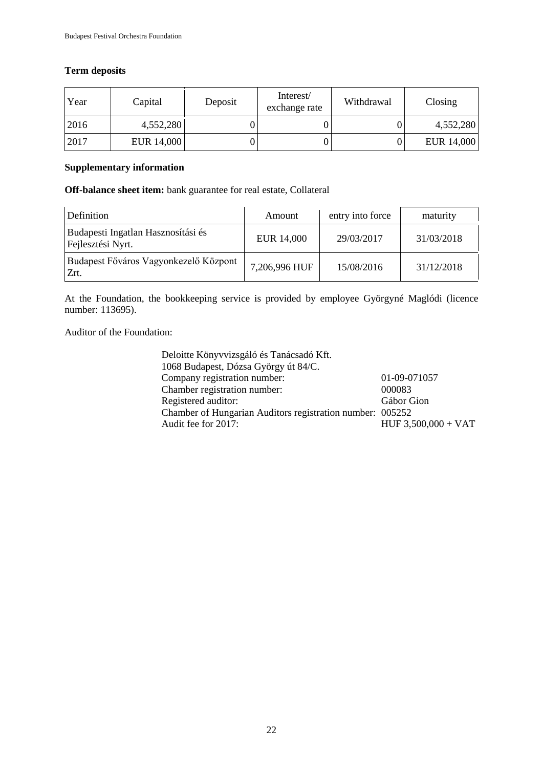**Term deposits**

| Year | Capital | Deposit | Interest/ exchange rate | Withdrawal | Closing |
|---|---|---|---|---|---|
| 2016 | 4,552,280 | 0 | 0 | 0 | 4,552,280 |
| 2017 | EUR 14,000 | 0 | 0 | 0 | EUR 14,000 |

**Supplementary information**

**Off-balance sheet item:** bank guarantee for real estate, Collateral

| Definition | Amount | entry into force | maturity |
|---|---|---|---|
| Budapesti Ingatlan Hasznosítási és Fejlesztési Nyrt. | EUR 14,000 | 29/03/2017 | 31/03/2018 |
| Budapest Főváros Vagyonkezelő Központ Zrt. | 7,206,996 HUF | 15/08/2016 | 31/12/2018 |

At the Foundation, the bookkeeping service is provided by employee Györgyné Maglódi (licence number: 113695).

Auditor of the Foundation:

Deloitte Könyvvizsgáló és Tanácsadó Kft.
1068 Budapest, Dózsa György út 84/C.
Company registration number: 01-09-071057
Chamber registration number: 000083
Registered auditor: Gábor Gion
Chamber of Hungarian Auditors registration number: 005252
Audit fee for 2017: HUF 3,500,000 + VAT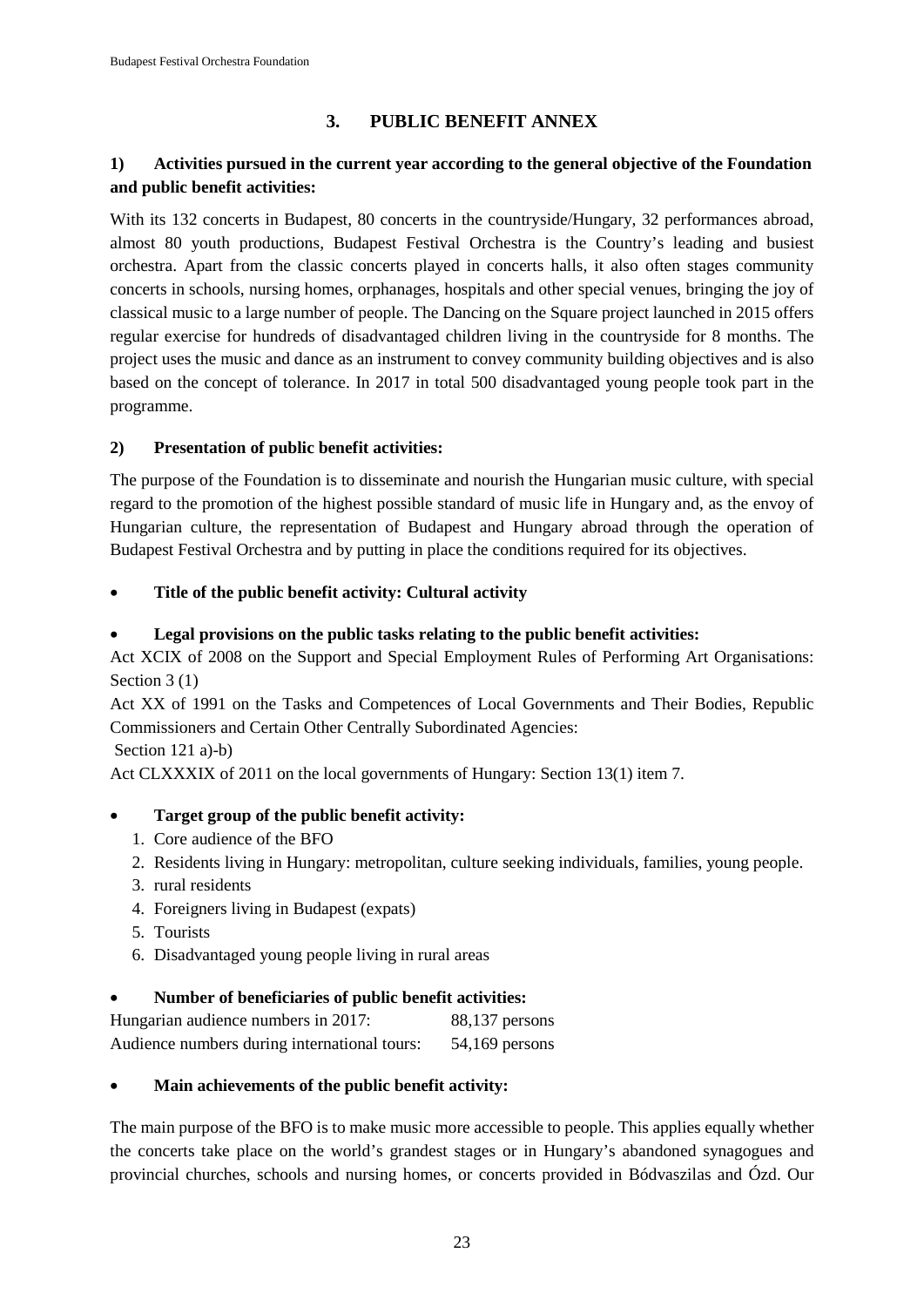## 3. PUBLIC BENEFIT ANNEX

### 1) Activities pursued in the current year according to the general objective of the Foundation and public benefit activities:

With its 132 concerts in Budapest, 80 concerts in the countryside/Hungary, 32 performances abroad, almost 80 youth productions, Budapest Festival Orchestra is the Country's leading and busiest orchestra. Apart from the classic concerts played in concerts halls, it also often stages community concerts in schools, nursing homes, orphanages, hospitals and other special venues, bringing the joy of classical music to a large number of people. The Dancing on the Square project launched in 2015 offers regular exercise for hundreds of disadvantaged children living in the countryside for 8 months. The project uses the music and dance as an instrument to convey community building objectives and is also based on the concept of tolerance. In 2017 in total 500 disadvantaged young people took part in the programme.

### 2) Presentation of public benefit activities:

The purpose of the Foundation is to disseminate and nourish the Hungarian music culture, with special regard to the promotion of the highest possible standard of music life in Hungary and, as the envoy of Hungarian culture, the representation of Budapest and Hungary abroad through the operation of Budapest Festival Orchestra and by putting in place the conditions required for its objectives.

- **Title of the public benefit activity: Cultural activity**

- **Legal provisions on the public tasks relating to the public benefit activities:**

Act XCIX of 2008 on the Support and Special Employment Rules of Performing Art Organisations: Section 3 (1)
Act XX of 1991 on the Tasks and Competences of Local Governments and Their Bodies, Republic Commissioners and Certain Other Centrally Subordinated Agencies:
Section 121 a)-b)
Act CLXXXIX of 2011 on the local governments of Hungary: Section 13(1) item 7.

- **Target group of the public benefit activity:**
  1. Core audience of the BFO
  2. Residents living in Hungary: metropolitan, culture seeking individuals, families, young people.
  3. rural residents
  4. Foreigners living in Budapest (expats)
  5. Tourists
  6. Disadvantaged young people living in rural areas

- **Number of beneficiaries of public benefit activities:**

Hungarian audience numbers in 2017: 88,137 persons
Audience numbers during international tours: 54,169 persons

- **Main achievements of the public benefit activity:**

The main purpose of the BFO is to make music more accessible to people. This applies equally whether the concerts take place on the world's grandest stages or in Hungary's abandoned synagogues and provincial churches, schools and nursing homes, or concerts provided in Bódvaszilas and Ózd. Our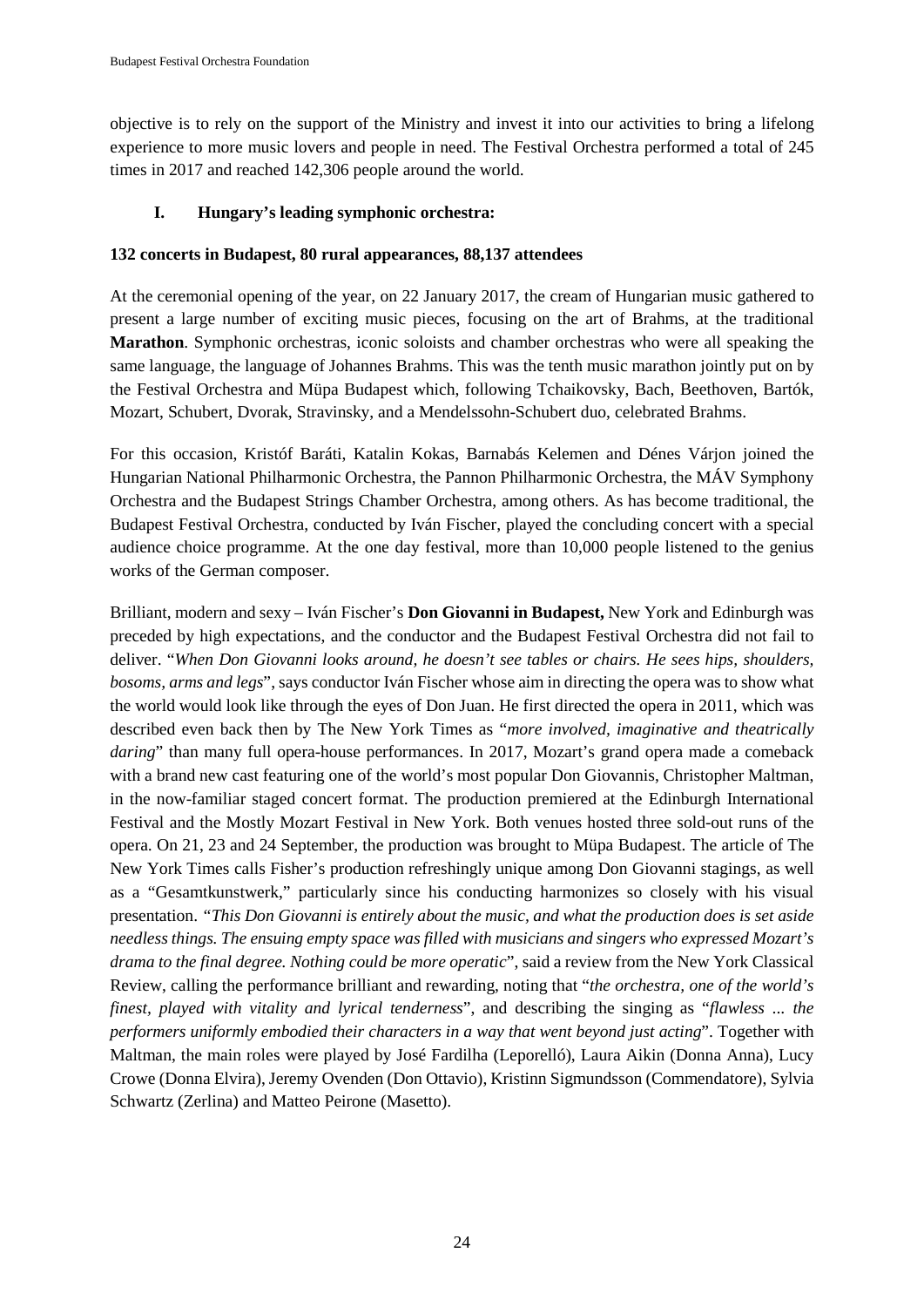objective is to rely on the support of the Ministry and invest it into our activities to bring a lifelong experience to more music lovers and people in need. The Festival Orchestra performed a total of 245 times in 2017 and reached 142,306 people around the world.

## I. Hungary's leading symphonic orchestra:

**132 concerts in Budapest, 80 rural appearances, 88,137 attendees**

At the ceremonial opening of the year, on 22 January 2017, the cream of Hungarian music gathered to present a large number of exciting music pieces, focusing on the art of Brahms, at the traditional **Marathon**. Symphonic orchestras, iconic soloists and chamber orchestras who were all speaking the same language, the language of Johannes Brahms. This was the tenth music marathon jointly put on by the Festival Orchestra and Müpa Budapest which, following Tchaikovsky, Bach, Beethoven, Bartók, Mozart, Schubert, Dvorak, Stravinsky, and a Mendelssohn-Schubert duo, celebrated Brahms.

For this occasion, Kristóf Baráti, Katalin Kokas, Barnabás Kelemen and Dénes Várjon joined the Hungarian National Philharmonic Orchestra, the Pannon Philharmonic Orchestra, the MÁV Symphony Orchestra and the Budapest Strings Chamber Orchestra, among others. As has become traditional, the Budapest Festival Orchestra, conducted by Iván Fischer, played the concluding concert with a special audience choice programme. At the one day festival, more than 10,000 people listened to the genius works of the German composer.

Brilliant, modern and sexy – Iván Fischer's **Don Giovanni in Budapest,** New York and Edinburgh was preceded by high expectations, and the conductor and the Budapest Festival Orchestra did not fail to deliver. "*When Don Giovanni looks around, he doesn't see tables or chairs. He sees hips, shoulders, bosoms, arms and legs*", says conductor Iván Fischer whose aim in directing the opera was to show what the world would look like through the eyes of Don Juan. He first directed the opera in 2011, which was described even back then by The New York Times as "*more involved, imaginative and theatrically daring*" than many full opera-house performances. In 2017, Mozart's grand opera made a comeback with a brand new cast featuring one of the world's most popular Don Giovannis, Christopher Maltman, in the now-familiar staged concert format. The production premiered at the Edinburgh International Festival and the Mostly Mozart Festival in New York. Both venues hosted three sold-out runs of the opera. On 21, 23 and 24 September, the production was brought to Müpa Budapest. The article of The New York Times calls Fisher's production refreshingly unique among Don Giovanni stagings, as well as a "Gesamtkunstwerk," particularly since his conducting harmonizes so closely with his visual presentation. "*This Don Giovanni is entirely about the music, and what the production does is set aside needless things. The ensuing empty space was filled with musicians and singers who expressed Mozart's drama to the final degree. Nothing could be more operatic*", said a review from the New York Classical Review, calling the performance brilliant and rewarding, noting that "*the orchestra, one of the world's finest, played with vitality and lyrical tenderness*", and describing the singing as "*flawless ... the performers uniformly embodied their characters in a way that went beyond just acting*". Together with Maltman, the main roles were played by José Fardilha (Leporelló), Laura Aikin (Donna Anna), Lucy Crowe (Donna Elvira), Jeremy Ovenden (Don Ottavio), Kristinn Sigmundsson (Commendatore), Sylvia Schwartz (Zerlina) and Matteo Peirone (Masetto).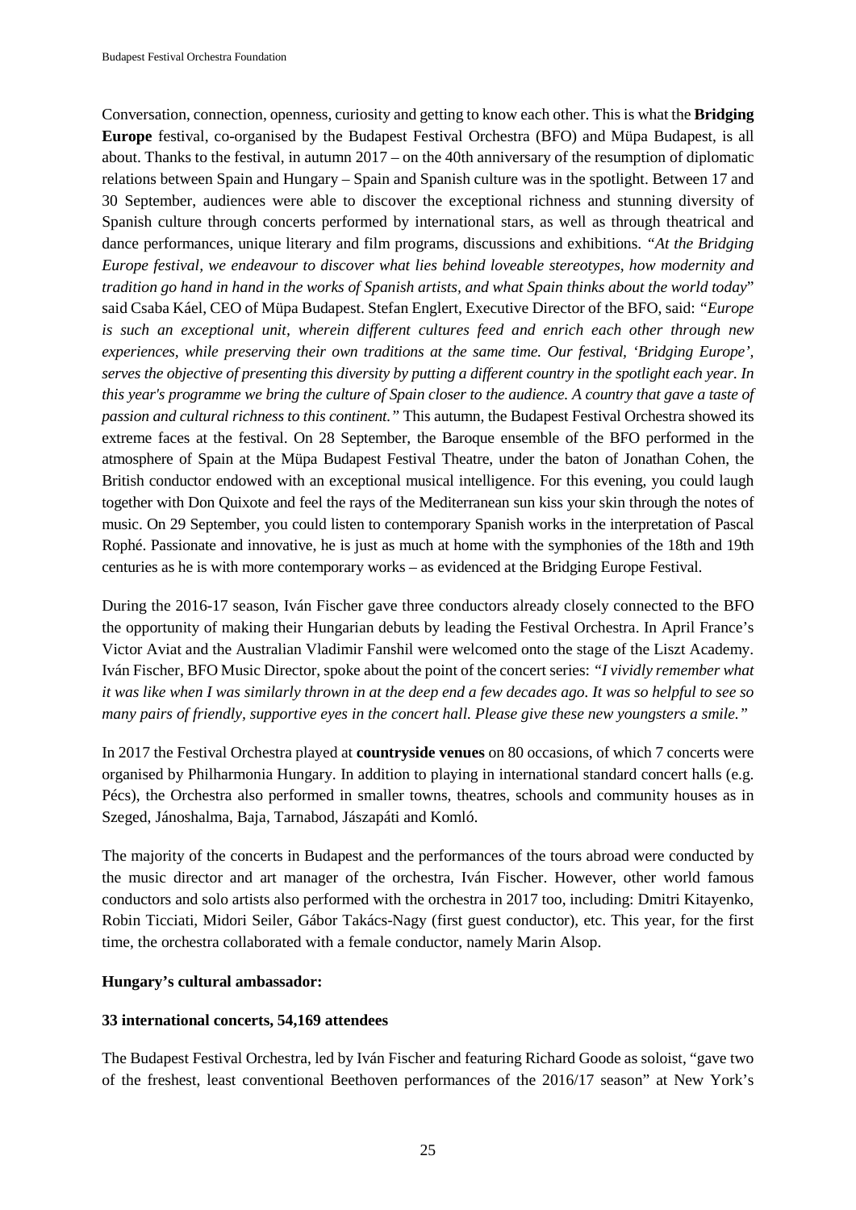Conversation, connection, openness, curiosity and getting to know each other. This is what the **Bridging Europe** festival, co-organised by the Budapest Festival Orchestra (BFO) and Müpa Budapest, is all about. Thanks to the festival, in autumn 2017 – on the 40th anniversary of the resumption of diplomatic relations between Spain and Hungary – Spain and Spanish culture was in the spotlight. Between 17 and 30 September, audiences were able to discover the exceptional richness and stunning diversity of Spanish culture through concerts performed by international stars, as well as through theatrical and dance performances, unique literary and film programs, discussions and exhibitions. *"At the Bridging Europe festival, we endeavour to discover what lies behind loveable stereotypes, how modernity and tradition go hand in hand in the works of Spanish artists, and what Spain thinks about the world today*" said Csaba Káel, CEO of Müpa Budapest. Stefan Englert, Executive Director of the BFO, said: *"Europe is such an exceptional unit, wherein different cultures feed and enrich each other through new experiences, while preserving their own traditions at the same time. Our festival, 'Bridging Europe', serves the objective of presenting this diversity by putting a different country in the spotlight each year. In this year's programme we bring the culture of Spain closer to the audience. A country that gave a taste of passion and cultural richness to this continent."* This autumn, the Budapest Festival Orchestra showed its extreme faces at the festival. On 28 September, the Baroque ensemble of the BFO performed in the atmosphere of Spain at the Müpa Budapest Festival Theatre, under the baton of Jonathan Cohen, the British conductor endowed with an exceptional musical intelligence. For this evening, you could laugh together with Don Quixote and feel the rays of the Mediterranean sun kiss your skin through the notes of music. On 29 September, you could listen to contemporary Spanish works in the interpretation of Pascal Rophé. Passionate and innovative, he is just as much at home with the symphonies of the 18th and 19th centuries as he is with more contemporary works – as evidenced at the Bridging Europe Festival.

During the 2016-17 season, Iván Fischer gave three conductors already closely connected to the BFO the opportunity of making their Hungarian debuts by leading the Festival Orchestra. In April France's Victor Aviat and the Australian Vladimir Fanshil were welcomed onto the stage of the Liszt Academy. Iván Fischer, BFO Music Director, spoke about the point of the concert series: *"I vividly remember what it was like when I was similarly thrown in at the deep end a few decades ago. It was so helpful to see so many pairs of friendly, supportive eyes in the concert hall. Please give these new youngsters a smile."*

In 2017 the Festival Orchestra played at **countryside venues** on 80 occasions, of which 7 concerts were organised by Philharmonia Hungary. In addition to playing in international standard concert halls (e.g. Pécs), the Orchestra also performed in smaller towns, theatres, schools and community houses as in Szeged, Jánoshalma, Baja, Tarnabod, Jászapáti and Komló.

The majority of the concerts in Budapest and the performances of the tours abroad were conducted by the music director and art manager of the orchestra, Iván Fischer. However, other world famous conductors and solo artists also performed with the orchestra in 2017 too, including: Dmitri Kitayenko, Robin Ticciati, Midori Seiler, Gábor Takács-Nagy (first guest conductor), etc. This year, for the first time, the orchestra collaborated with a female conductor, namely Marin Alsop.

**Hungary's cultural ambassador:**

**33 international concerts, 54,169 attendees**

The Budapest Festival Orchestra, led by Iván Fischer and featuring Richard Goode as soloist, "gave two of the freshest, least conventional Beethoven performances of the 2016/17 season" at New York's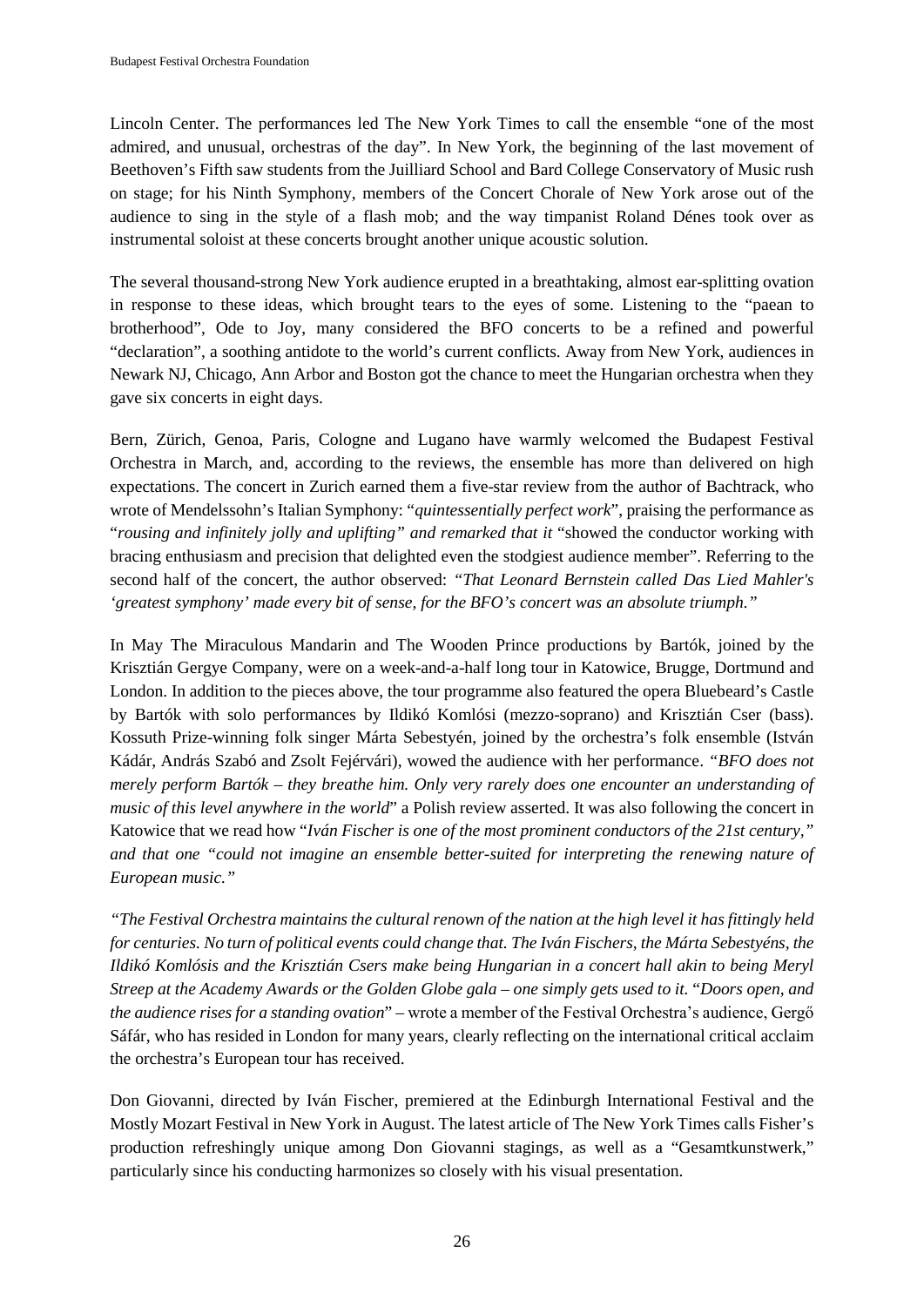Lincoln Center. The performances led The New York Times to call the ensemble "one of the most admired, and unusual, orchestras of the day". In New York, the beginning of the last movement of Beethoven's Fifth saw students from the Juilliard School and Bard College Conservatory of Music rush on stage; for his Ninth Symphony, members of the Concert Chorale of New York arose out of the audience to sing in the style of a flash mob; and the way timpanist Roland Dénes took over as instrumental soloist at these concerts brought another unique acoustic solution.

The several thousand-strong New York audience erupted in a breathtaking, almost ear-splitting ovation in response to these ideas, which brought tears to the eyes of some. Listening to the "paean to brotherhood", Ode to Joy, many considered the BFO concerts to be a refined and powerful "declaration", a soothing antidote to the world's current conflicts. Away from New York, audiences in Newark NJ, Chicago, Ann Arbor and Boston got the chance to meet the Hungarian orchestra when they gave six concerts in eight days.

Bern, Zürich, Genoa, Paris, Cologne and Lugano have warmly welcomed the Budapest Festival Orchestra in March, and, according to the reviews, the ensemble has more than delivered on high expectations. The concert in Zurich earned them a five-star review from the author of Bachtrack, who wrote of Mendelssohn's Italian Symphony: "*quintessentially perfect work*", praising the performance as "*rousing and infinitely jolly and uplifting" and remarked that it* "showed the conductor working with bracing enthusiasm and precision that delighted even the stodgiest audience member". Referring to the second half of the concert, the author observed: *"That Leonard Bernstein called Das Lied Mahler's 'greatest symphony' made every bit of sense, for the BFO's concert was an absolute triumph."*

In May The Miraculous Mandarin and The Wooden Prince productions by Bartók, joined by the Krisztián Gergye Company, were on a week-and-a-half long tour in Katowice, Brugge, Dortmund and London. In addition to the pieces above, the tour programme also featured the opera Bluebeard's Castle by Bartók with solo performances by Ildikó Komlósi (mezzo-soprano) and Krisztián Cser (bass). Kossuth Prize-winning folk singer Márta Sebestyén, joined by the orchestra's folk ensemble (István Kádár, András Szabó and Zsolt Fejérvári), wowed the audience with her performance. *"BFO does not merely perform Bartók – they breathe him. Only very rarely does one encounter an understanding of music of this level anywhere in the world*" a Polish review asserted. It was also following the concert in Katowice that we read how "*Iván Fischer is one of the most prominent conductors of the 21st century," and that one "could not imagine an ensemble better-suited for interpreting the renewing nature of European music."*

*"The Festival Orchestra maintains the cultural renown of the nation at the high level it has fittingly held for centuries. No turn of political events could change that. The Iván Fischers, the Márta Sebestyéns, the Ildikó Komlósis and the Krisztián Csers make being Hungarian in a concert hall akin to being Meryl Streep at the Academy Awards or the Golden Globe gala – one simply gets used to it.* "*Doors open, and the audience rises for a standing ovation*" – wrote a member of the Festival Orchestra's audience, Gergő Sáfár, who has resided in London for many years, clearly reflecting on the international critical acclaim the orchestra's European tour has received.

Don Giovanni, directed by Iván Fischer, premiered at the Edinburgh International Festival and the Mostly Mozart Festival in New York in August. The latest article of The New York Times calls Fisher's production refreshingly unique among Don Giovanni stagings, as well as a "Gesamtkunstwerk," particularly since his conducting harmonizes so closely with his visual presentation.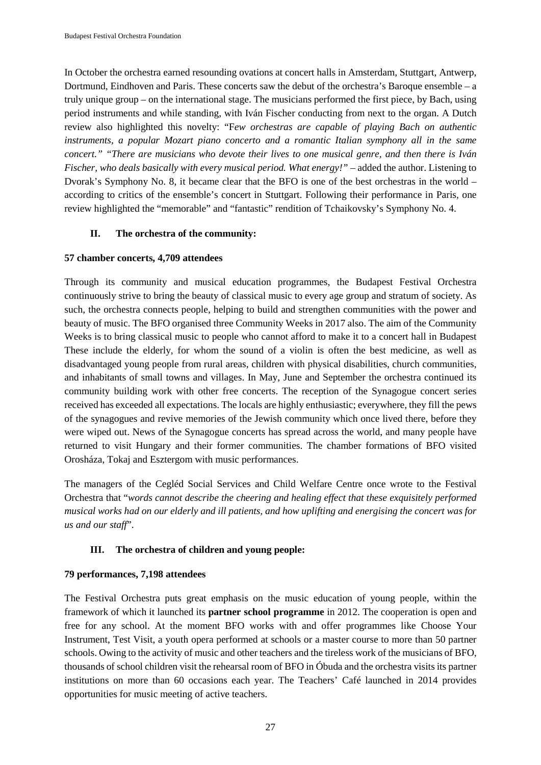In October the orchestra earned resounding ovations at concert halls in Amsterdam, Stuttgart, Antwerp, Dortmund, Eindhoven and Paris. These concerts saw the debut of the orchestra's Baroque ensemble – a truly unique group – on the international stage. The musicians performed the first piece, by Bach, using period instruments and while standing, with Iván Fischer conducting from next to the organ. A Dutch review also highlighted this novelty: "F*ew orchestras are capable of playing Bach on authentic instruments, a popular Mozart piano concerto and a romantic Italian symphony all in the same concert." "There are musicians who devote their lives to one musical genre, and then there is Iván Fischer, who deals basically with every musical period. What energy!"* – added the author. Listening to Dvorak's Symphony No. 8, it became clear that the BFO is one of the best orchestras in the world – according to critics of the ensemble's concert in Stuttgart. Following their performance in Paris, one review highlighted the "memorable" and "fantastic" rendition of Tchaikovsky's Symphony No. 4.

## II. The orchestra of the community:

**57 chamber concerts, 4,709 attendees**

Through its community and musical education programmes, the Budapest Festival Orchestra continuously strive to bring the beauty of classical music to every age group and stratum of society. As such, the orchestra connects people, helping to build and strengthen communities with the power and beauty of music. The BFO organised three Community Weeks in 2017 also. The aim of the Community Weeks is to bring classical music to people who cannot afford to make it to a concert hall in Budapest These include the elderly, for whom the sound of a violin is often the best medicine, as well as disadvantaged young people from rural areas, children with physical disabilities, church communities, and inhabitants of small towns and villages. In May, June and September the orchestra continued its community building work with other free concerts. The reception of the Synagogue concert series received has exceeded all expectations. The locals are highly enthusiastic; everywhere, they fill the pews of the synagogues and revive memories of the Jewish community which once lived there, before they were wiped out. News of the Synagogue concerts has spread across the world, and many people have returned to visit Hungary and their former communities. The chamber formations of BFO visited Orosháza, Tokaj and Esztergom with music performances.

The managers of the Cegléd Social Services and Child Welfare Centre once wrote to the Festival Orchestra that "*words cannot describe the cheering and healing effect that these exquisitely performed musical works had on our elderly and ill patients, and how uplifting and energising the concert was for us and our staff*".

## III. The orchestra of children and young people:

**79 performances, 7,198 attendees**

The Festival Orchestra puts great emphasis on the music education of young people, within the framework of which it launched its **partner school programme** in 2012. The cooperation is open and free for any school. At the moment BFO works with and offer programmes like Choose Your Instrument, Test Visit, a youth opera performed at schools or a master course to more than 50 partner schools. Owing to the activity of music and other teachers and the tireless work of the musicians of BFO, thousands of school children visit the rehearsal room of BFO in Óbuda and the orchestra visits its partner institutions on more than 60 occasions each year. The Teachers' Café launched in 2014 provides opportunities for music meeting of active teachers.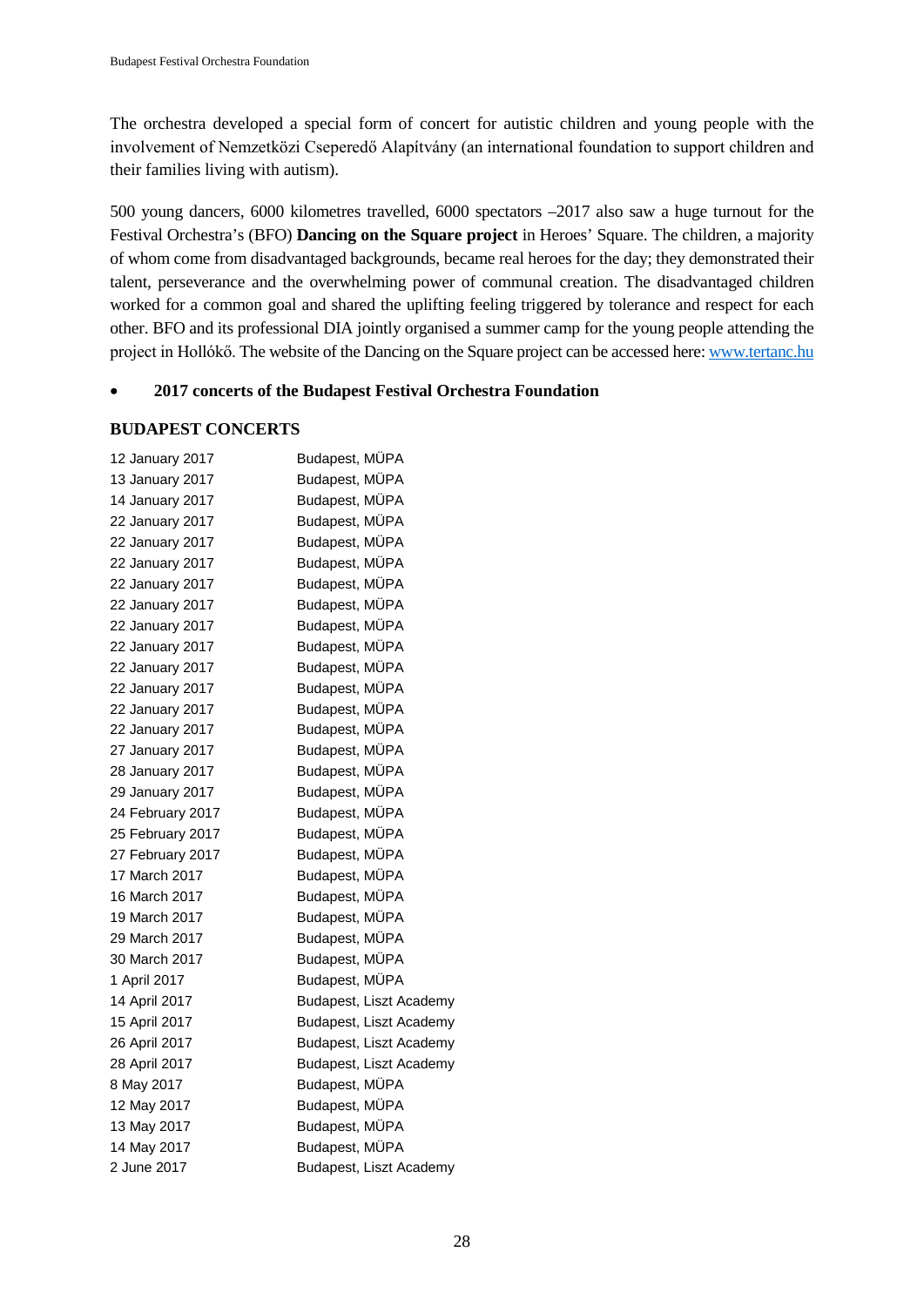The orchestra developed a special form of concert for autistic children and young people with the involvement of Nemzetközi Cseperedő Alapítvány (an international foundation to support children and their families living with autism).

500 young dancers, 6000 kilometres travelled, 6000 spectators –2017 also saw a huge turnout for the Festival Orchestra's (BFO) **Dancing on the Square project** in Heroes' Square. The children, a majority of whom come from disadvantaged backgrounds, became real heroes for the day; they demonstrated their talent, perseverance and the overwhelming power of communal creation. The disadvantaged children worked for a common goal and shared the uplifting feeling triggered by tolerance and respect for each other. BFO and its professional DIA jointly organised a summer camp for the young people attending the project in Hollókő. The website of the Dancing on the Square project can be accessed here: [www.tertanc.hu](www.tertanc.hu)

- **2017 concerts of the Budapest Festival Orchestra Foundation**

**BUDAPEST CONCERTS**

| | |
|---|---|
| 12 January 2017 | Budapest, MÜPA |
| 13 January 2017 | Budapest, MÜPA |
| 14 January 2017 | Budapest, MÜPA |
| 22 January 2017 | Budapest, MÜPA |
| 22 January 2017 | Budapest, MÜPA |
| 22 January 2017 | Budapest, MÜPA |
| 22 January 2017 | Budapest, MÜPA |
| 22 January 2017 | Budapest, MÜPA |
| 22 January 2017 | Budapest, MÜPA |
| 22 January 2017 | Budapest, MÜPA |
| 22 January 2017 | Budapest, MÜPA |
| 22 January 2017 | Budapest, MÜPA |
| 22 January 2017 | Budapest, MÜPA |
| 22 January 2017 | Budapest, MÜPA |
| 27 January 2017 | Budapest, MÜPA |
| 28 January 2017 | Budapest, MÜPA |
| 29 January 2017 | Budapest, MÜPA |
| 24 February 2017 | Budapest, MÜPA |
| 25 February 2017 | Budapest, MÜPA |
| 27 February 2017 | Budapest, MÜPA |
| 17 March 2017 | Budapest, MÜPA |
| 16 March 2017 | Budapest, MÜPA |
| 19 March 2017 | Budapest, MÜPA |
| 29 March 2017 | Budapest, MÜPA |
| 30 March 2017 | Budapest, MÜPA |
| 1 April 2017 | Budapest, MÜPA |
| 14 April 2017 | Budapest, Liszt Academy |
| 15 April 2017 | Budapest, Liszt Academy |
| 26 April 2017 | Budapest, Liszt Academy |
| 28 April 2017 | Budapest, Liszt Academy |
| 8 May 2017 | Budapest, MÜPA |
| 12 May 2017 | Budapest, MÜPA |
| 13 May 2017 | Budapest, MÜPA |
| 14 May 2017 | Budapest, MÜPA |
| 2 June 2017 | Budapest, Liszt Academy |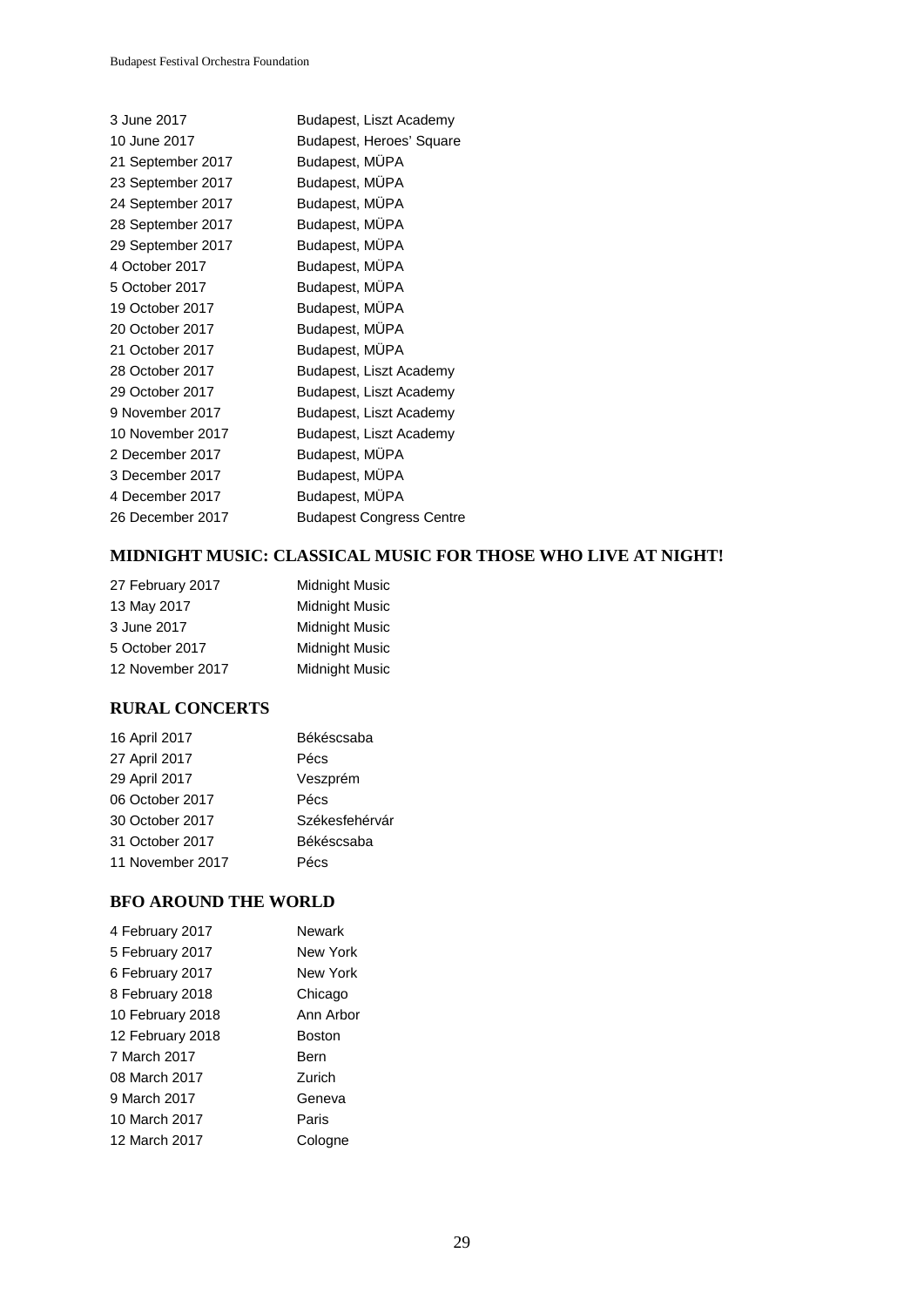| | |
|---|---|
| 3 June 2017 | Budapest, Liszt Academy |
| 10 June 2017 | Budapest, Heroes' Square |
| 21 September 2017 | Budapest, MÜPA |
| 23 September 2017 | Budapest, MÜPA |
| 24 September 2017 | Budapest, MÜPA |
| 28 September 2017 | Budapest, MÜPA |
| 29 September 2017 | Budapest, MÜPA |
| 4 October 2017 | Budapest, MÜPA |
| 5 October 2017 | Budapest, MÜPA |
| 19 October 2017 | Budapest, MÜPA |
| 20 October 2017 | Budapest, MÜPA |
| 21 October 2017 | Budapest, MÜPA |
| 28 October 2017 | Budapest, Liszt Academy |
| 29 October 2017 | Budapest, Liszt Academy |
| 9 November 2017 | Budapest, Liszt Academy |
| 10 November 2017 | Budapest, Liszt Academy |
| 2 December 2017 | Budapest, MÜPA |
| 3 December 2017 | Budapest, MÜPA |
| 4 December 2017 | Budapest, MÜPA |
| 26 December 2017 | Budapest Congress Centre |

## MIDNIGHT MUSIC: CLASSICAL MUSIC FOR THOSE WHO LIVE AT NIGHT!

| | |
|---|---|
| 27 February 2017 | Midnight Music |
| 13 May 2017 | Midnight Music |
| 3 June 2017 | Midnight Music |
| 5 October 2017 | Midnight Music |
| 12 November 2017 | Midnight Music |

## RURAL CONCERTS

| | |
|---|---|
| 16 April 2017 | Békéscsaba |
| 27 April 2017 | Pécs |
| 29 April 2017 | Veszprém |
| 06 October 2017 | Pécs |
| 30 October 2017 | Székesfehérvár |
| 31 October 2017 | Békéscsaba |
| 11 November 2017 | Pécs |

## BFO AROUND THE WORLD

| | |
|---|---|
| 4 February 2017 | Newark |
| 5 February 2017 | New York |
| 6 February 2017 | New York |
| 8 February 2018 | Chicago |
| 10 February 2018 | Ann Arbor |
| 12 February 2018 | Boston |
| 7 March 2017 | Bern |
| 08 March 2017 | Zurich |
| 9 March 2017 | Geneva |
| 10 March 2017 | Paris |
| 12 March 2017 | Cologne |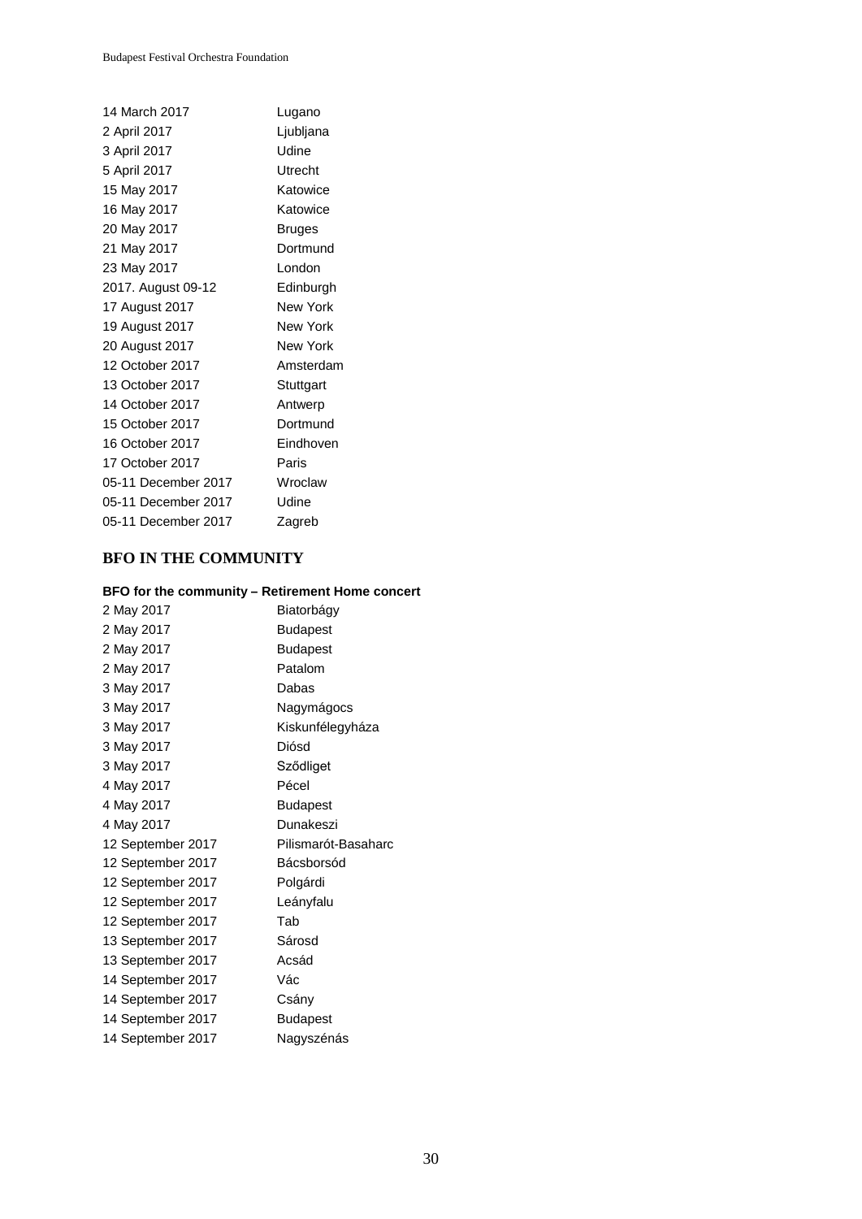| | |
|---|---|
| 14 March 2017 | Lugano |
| 2 April 2017 | Ljubljana |
| 3 April 2017 | Udine |
| 5 April 2017 | Utrecht |
| 15 May 2017 | Katowice |
| 16 May 2017 | Katowice |
| 20 May 2017 | Bruges |
| 21 May 2017 | Dortmund |
| 23 May 2017 | London |
| 2017. August 09-12 | Edinburgh |
| 17 August 2017 | New York |
| 19 August 2017 | New York |
| 20 August 2017 | New York |
| 12 October 2017 | Amsterdam |
| 13 October 2017 | Stuttgart |
| 14 October 2017 | Antwerp |
| 15 October 2017 | Dortmund |
| 16 October 2017 | Eindhoven |
| 17 October 2017 | Paris |
| 05-11 December 2017 | Wroclaw |
| 05-11 December 2017 | Udine |
| 05-11 December 2017 | Zagreb |

## BFO IN THE COMMUNITY

**BFO for the community – Retirement Home concert**

| | |
|---|---|
| 2 May 2017 | Biatorbágy |
| 2 May 2017 | Budapest |
| 2 May 2017 | Budapest |
| 2 May 2017 | Patalom |
| 3 May 2017 | Dabas |
| 3 May 2017 | Nagymágocs |
| 3 May 2017 | Kiskunfélegyháza |
| 3 May 2017 | Diósd |
| 3 May 2017 | Sződliget |
| 4 May 2017 | Pécel |
| 4 May 2017 | Budapest |
| 4 May 2017 | Dunakeszi |
| 12 September 2017 | Pilismarót-Basaharc |
| 12 September 2017 | Bácsborsód |
| 12 September 2017 | Polgárdi |
| 12 September 2017 | Leányfalu |
| 12 September 2017 | Tab |
| 13 September 2017 | Sárosd |
| 13 September 2017 | Acsád |
| 14 September 2017 | Vác |
| 14 September 2017 | Csány |
| 14 September 2017 | Budapest |
| 14 September 2017 | Nagyszénás |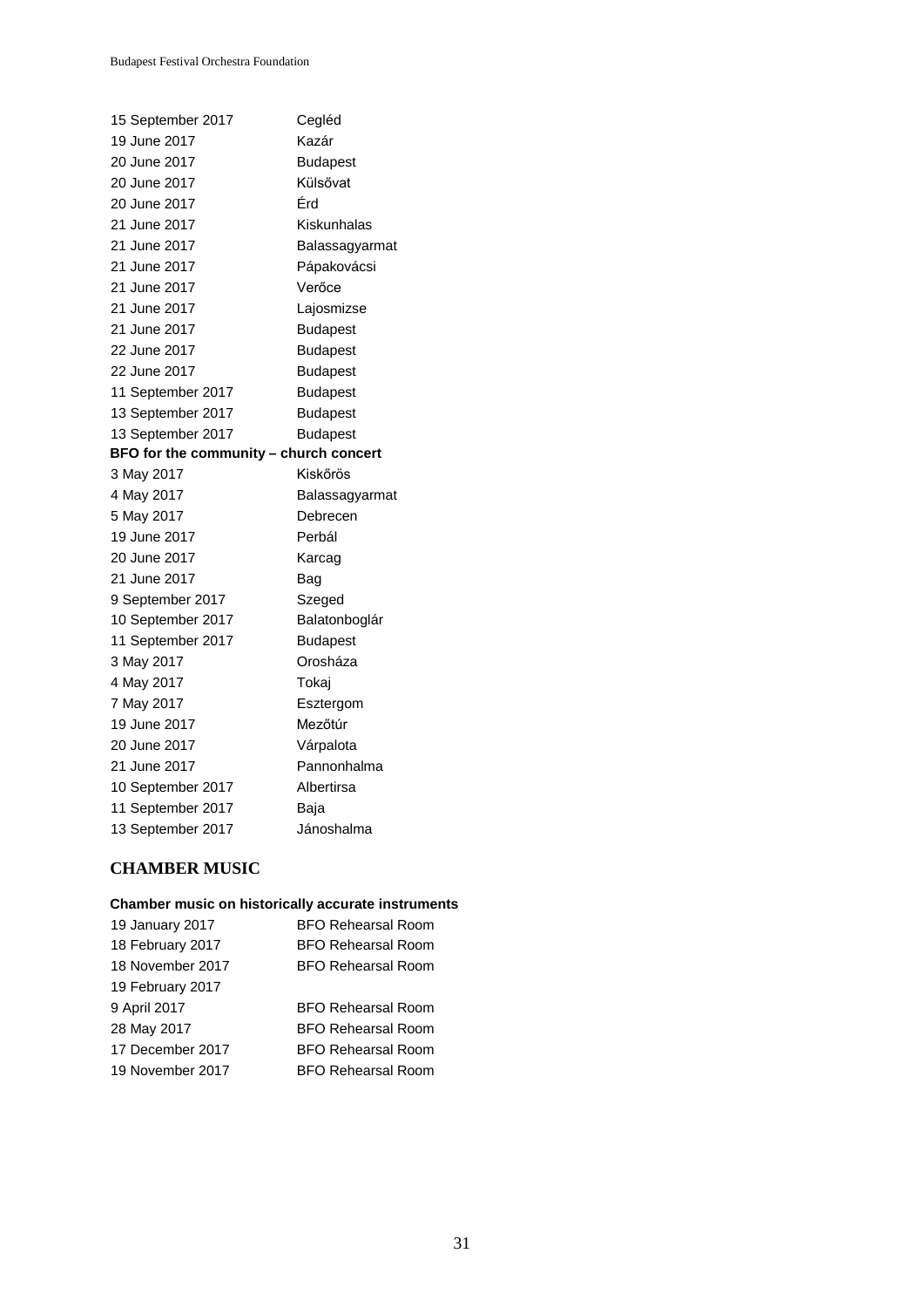| | |
|---|---|
| 15 September 2017 | Cegléd |
| 19 June 2017 | Kazár |
| 20 June 2017 | Budapest |
| 20 June 2017 | Külsővat |
| 20 June 2017 | Érd |
| 21 June 2017 | Kiskunhalas |
| 21 June 2017 | Balassagyarmat |
| 21 June 2017 | Pápakovácsi |
| 21 June 2017 | Verőce |
| 21 June 2017 | Lajosmizse |
| 21 June 2017 | Budapest |
| 22 June 2017 | Budapest |
| 22 June 2017 | Budapest |
| 11 September 2017 | Budapest |
| 13 September 2017 | Budapest |
| 13 September 2017 | Budapest |

**BFO for the community – church concert**

| | |
|---|---|
| 3 May 2017 | Kiskőrös |
| 4 May 2017 | Balassagyarmat |
| 5 May 2017 | Debrecen |
| 19 June 2017 | Perbál |
| 20 June 2017 | Karcag |
| 21 June 2017 | Bag |
| 9 September 2017 | Szeged |
| 10 September 2017 | Balatonboglár |
| 11 September 2017 | Budapest |
| 3 May 2017 | Orosháza |
| 4 May 2017 | Tokaj |
| 7 May 2017 | Esztergom |
| 19 June 2017 | Mezőtúr |
| 20 June 2017 | Várpalota |
| 21 June 2017 | Pannonhalma |
| 10 September 2017 | Albertirsa |
| 11 September 2017 | Baja |
| 13 September 2017 | Jánoshalma |

## CHAMBER MUSIC

**Chamber music on historically accurate instruments**

| | |
|---|---|
| 19 January 2017 | BFO Rehearsal Room |
| 18 February 2017 | BFO Rehearsal Room |
| 18 November 2017 | BFO Rehearsal Room |
| 19 February 2017 | |
| 9 April 2017 | BFO Rehearsal Room |
| 28 May 2017 | BFO Rehearsal Room |
| 17 December 2017 | BFO Rehearsal Room |
| 19 November 2017 | BFO Rehearsal Room |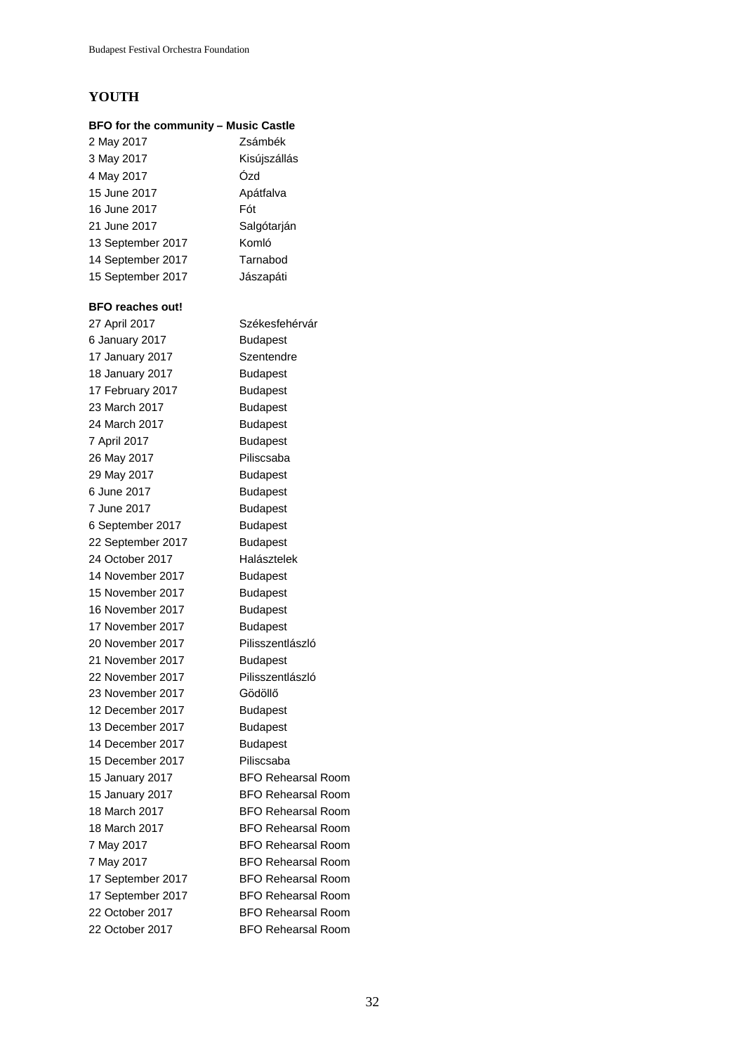## YOUTH

**BFO for the community – Music Castle**

| | |
|---|---|
| 2 May 2017 | Zsámbék |
| 3 May 2017 | Kisújszállás |
| 4 May 2017 | Ózd |
| 15 June 2017 | Apátfalva |
| 16 June 2017 | Fót |
| 21 June 2017 | Salgótarján |
| 13 September 2017 | Komló |
| 14 September 2017 | Tarnabod |
| 15 September 2017 | Jászapáti |

**BFO reaches out!**

| | |
|---|---|
| 27 April 2017 | Székesfehérvár |
| 6 January 2017 | Budapest |
| 17 January 2017 | Szentendre |
| 18 January 2017 | Budapest |
| 17 February 2017 | Budapest |
| 23 March 2017 | Budapest |
| 24 March 2017 | Budapest |
| 7 April 2017 | Budapest |
| 26 May 2017 | Piliscsaba |
| 29 May 2017 | Budapest |
| 6 June 2017 | Budapest |
| 7 June 2017 | Budapest |
| 6 September 2017 | Budapest |
| 22 September 2017 | Budapest |
| 24 October 2017 | Halásztelek |
| 14 November 2017 | Budapest |
| 15 November 2017 | Budapest |
| 16 November 2017 | Budapest |
| 17 November 2017 | Budapest |
| 20 November 2017 | Pilisszentlászló |
| 21 November 2017 | Budapest |
| 22 November 2017 | Pilisszentlászló |
| 23 November 2017 | Gödöllő |
| 12 December 2017 | Budapest |
| 13 December 2017 | Budapest |
| 14 December 2017 | Budapest |
| 15 December 2017 | Piliscsaba |
| 15 January 2017 | BFO Rehearsal Room |
| 15 January 2017 | BFO Rehearsal Room |
| 18 March 2017 | BFO Rehearsal Room |
| 18 March 2017 | BFO Rehearsal Room |
| 7 May 2017 | BFO Rehearsal Room |
| 7 May 2017 | BFO Rehearsal Room |
| 17 September 2017 | BFO Rehearsal Room |
| 17 September 2017 | BFO Rehearsal Room |
| 22 October 2017 | BFO Rehearsal Room |
| 22 October 2017 | BFO Rehearsal Room |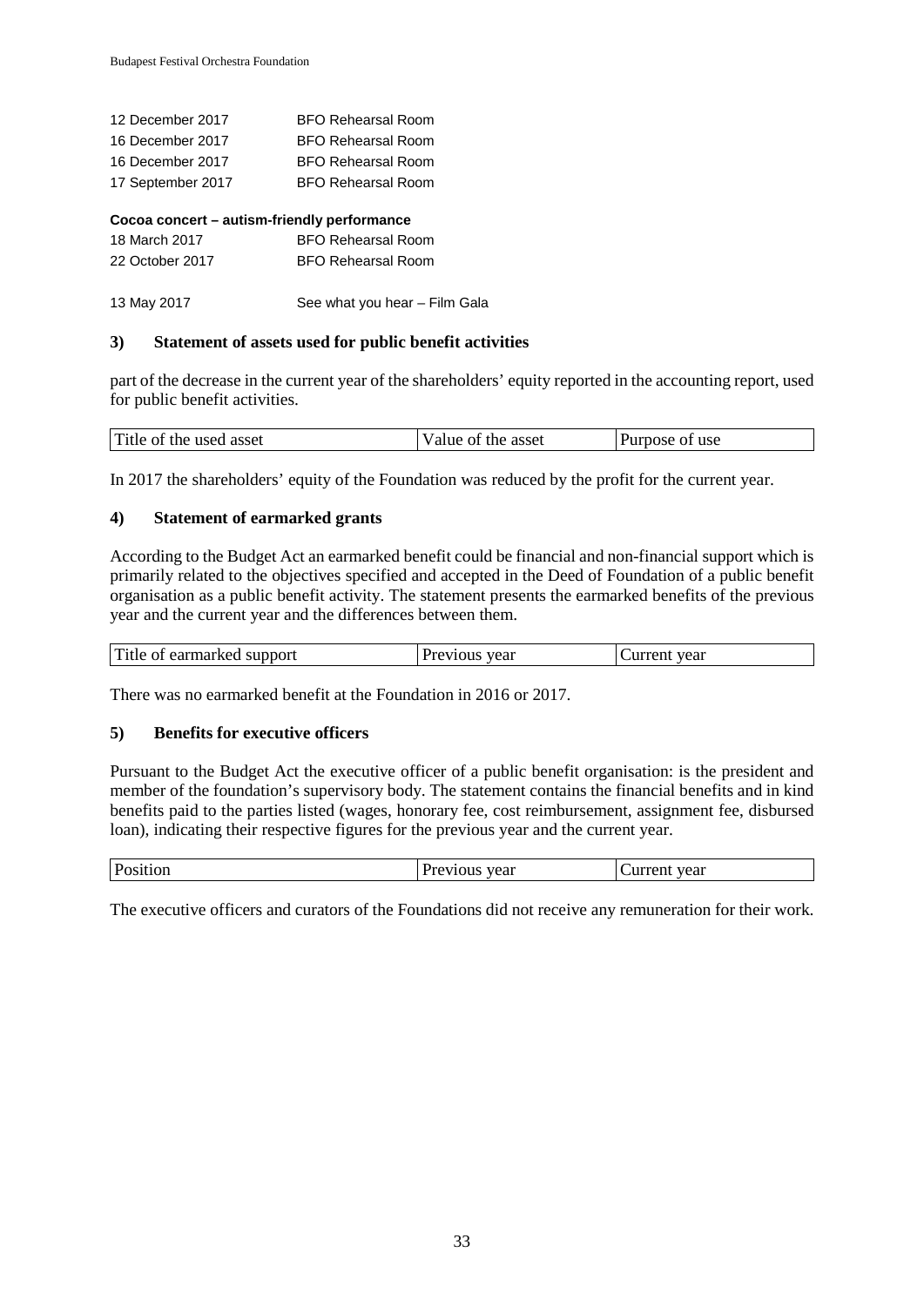| | |
|---|---|
| 12 December 2017 | BFO Rehearsal Room |
| 16 December 2017 | BFO Rehearsal Room |
| 16 December 2017 | BFO Rehearsal Room |
| 17 September 2017 | BFO Rehearsal Room |

**Cocoa concert – autism-friendly performance**

| | |
|---|---|
| 18 March 2017 | BFO Rehearsal Room |
| 22 October 2017 | BFO Rehearsal Room |

| | |
|---|---|
| 13 May 2017 | See what you hear – Film Gala |

### 3) Statement of assets used for public benefit activities

part of the decrease in the current year of the shareholders' equity reported in the accounting report, used for public benefit activities.

| Title of the used asset | Value of the asset | Purpose of use |
|---|---|---|

In 2017 the shareholders' equity of the Foundation was reduced by the profit for the current year.

### 4) Statement of earmarked grants

According to the Budget Act an earmarked benefit could be financial and non-financial support which is primarily related to the objectives specified and accepted in the Deed of Foundation of a public benefit organisation as a public benefit activity. The statement presents the earmarked benefits of the previous year and the current year and the differences between them.

| Title of earmarked support | Previous year | Current year |
|---|---|---|

There was no earmarked benefit at the Foundation in 2016 or 2017.

### 5) Benefits for executive officers

Pursuant to the Budget Act the executive officer of a public benefit organisation: is the president and member of the foundation's supervisory body. The statement contains the financial benefits and in kind benefits paid to the parties listed (wages, honorary fee, cost reimbursement, assignment fee, disbursed loan), indicating their respective figures for the previous year and the current year.

| Position | Previous year | Current year |
|---|---|---|

The executive officers and curators of the Foundations did not receive any remuneration for their work.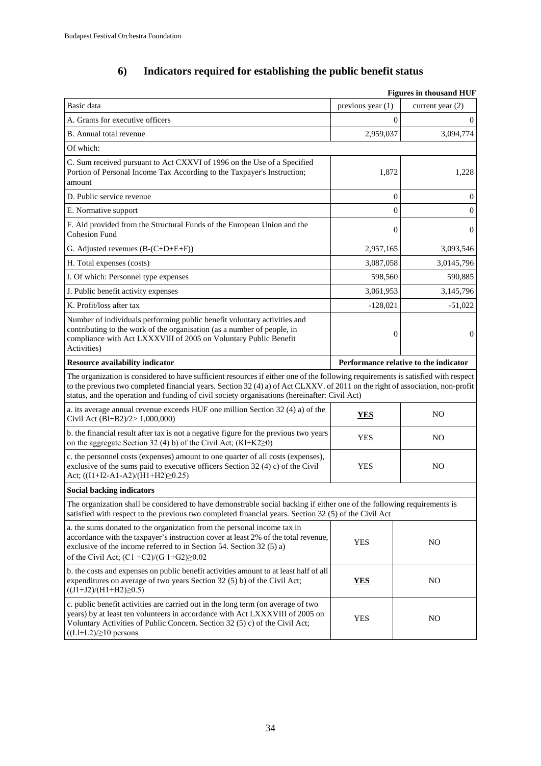## 6) Indicators required for establishing the public benefit status

**Figures in thousand HUF**

| Basic data | previous year (1) | current year (2) |
|---|---|---|
| A. Grants for executive officers | 0 | 0 |
| B. Annual total revenue | 2,959,037 | 3,094,774 |
| Of which: | | |
| C. Sum received pursuant to Act CXXVI of 1996 on the Use of a Specified Portion of Personal Income Tax According to the Taxpayer's Instruction; amount | 1,872 | 1,228 |
| D. Public service revenue | 0 | 0 |
| E. Normative support | 0 | 0 |
| F. Aid provided from the Structural Funds of the European Union and the Cohesion Fund | 0 | 0 |
| G. Adjusted revenues (B-(C+D+E+F)) | 2,957,165 | 3,093,546 |
| H. Total expenses (costs) | 3,087,058 | 3,0145,796 |
| I. Of which: Personnel type expenses | 598,560 | 590,885 |
| J. Public benefit activity expenses | 3,061,953 | 3,145,796 |
| K. Profit/loss after tax | -128,021 | -51,022 |
| Number of individuals performing public benefit voluntary activities and contributing to the work of the organisation (as a number of people, in compliance with Act LXXXVIII of 2005 on Voluntary Public Benefit Activities) | 0 | 0 |
| **Resource availability indicator** | **Performance relative to the indicator** | |
| The organization is considered to have sufficient resources if either one of the following requirements is satisfied with respect to the previous two completed financial years. Section 32 (4) a) of Act CLXXV. of 2011 on the right of association, non-profit status, and the operation and funding of civil society organisations (hereinafter: Civil Act) | | |
| a. its average annual revenue exceeds HUF one million Section 32 (4) a) of the Civil Act (Bl+B2)/2> 1,000,000) | **<u>YES</u>** | NO |
| b. the financial result after tax is not a negative figure for the previous two years on the aggregate Section 32 (4) b) of the Civil Act; (Kl+K2≥0) | YES | NO |
| c. the personnel costs (expenses) amount to one quarter of all costs (expenses), exclusive of the sums paid to executive officers Section 32 (4) c) of the Civil Act; ((I1+I2-A1-A2)/(H1+H2)≥0.25) | YES | NO |
| **Social backing indicators** | | |
| The organization shall be considered to have demonstrable social backing if either one of the following requirements is satisfied with respect to the previous two completed financial years. Section 32 (5) of the Civil Act | | |
| a. the sums donated to the organization from the personal income tax in accordance with the taxpayer's instruction cover at least 2% of the total revenue, exclusive of the income referred to in Section 54. Section 32 (5) a) of the Civil Act; (C1 +C2)/(G 1+G2)≥0.02 | YES | NO |
| b. the costs and expenses on public benefit activities amount to at least half of all expenditures on average of two years Section 32 (5) b) of the Civil Act; ((J1+J2)/(H1+H2)≥0.5) | **<u>YES</u>** | NO |
| c. public benefit activities are carried out in the long term (on average of two years) by at least ten volunteers in accordance with Act LXXXVIII of 2005 on Voluntary Activities of Public Concern. Section 32 (5) c) of the Civil Act; ((Ll+L2)/≥10 persons | YES | NO |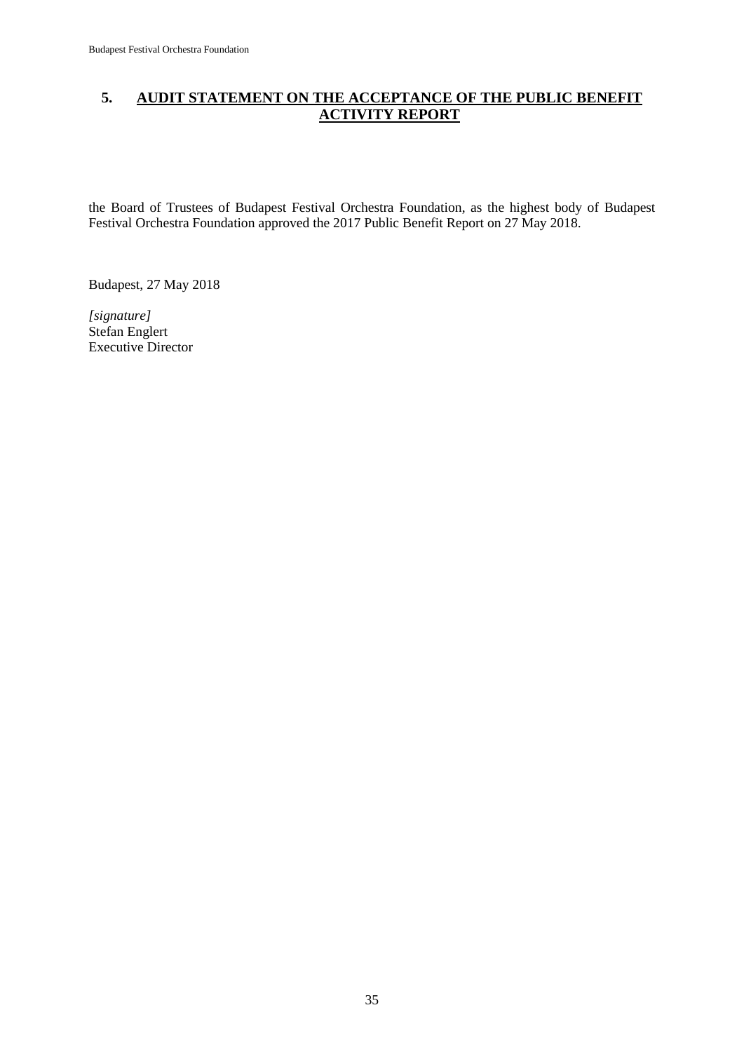## 5. AUDIT STATEMENT ON THE ACCEPTANCE OF THE PUBLIC BENEFIT ACTIVITY REPORT

the Board of Trustees of Budapest Festival Orchestra Foundation, as the highest body of Budapest Festival Orchestra Foundation approved the 2017 Public Benefit Report on 27 May 2018.

Budapest, 27 May 2018

*[signature]*
Stefan Englert
Executive Director